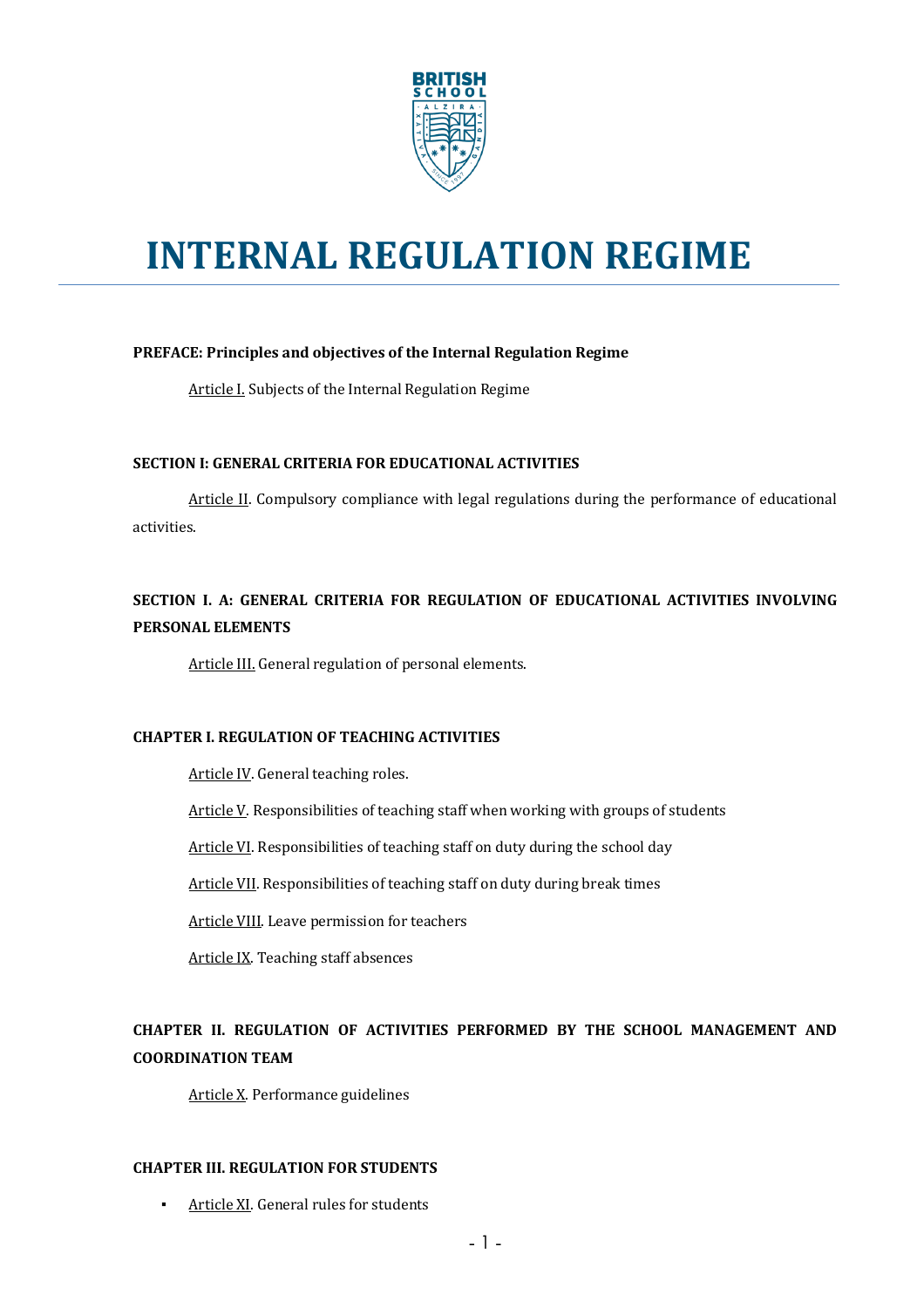# INTERNAL REGULATION REGIME

**PREFACE: Principles and objectives of the Internal Regulation Regime**

Article I. Subjects of the Internal Regulation Regime

**SECTION I: GENERAL CRITERIA FOR EDUCATIONAL ACTIVITIES**

Article II. Compulsory compliance with legal regulations during the performance of educational activities.

**SECTION I. A: GENERAL CRITERIA FOR REGULATION OF EDUCATIONAL ACTIVITIES INVOLVING PERSONAL ELEMENTS**

Article III. General regulation of personal elements.

**CHAPTER I. REGULATION OF TEACHING ACTIVITIES**

Article IV. General teaching roles.

Article V. Responsibilities of teaching staff when working with groups of students

Article VI. Responsibilities of teaching staff on duty during the school day

Article VII. Responsibilities of teaching staff on duty during break times

Article VIII. Leave permission for teachers

Article IX. Teaching staff absences

**CHAPTER II. REGULATION OF ACTIVITIES PERFORMED BY THE SCHOOL MANAGEMENT AND COORDINATION TEAM**

Article X. Performance guidelines

**CHAPTER III. REGULATION FOR STUDENTS**

- Article XI. General rules for students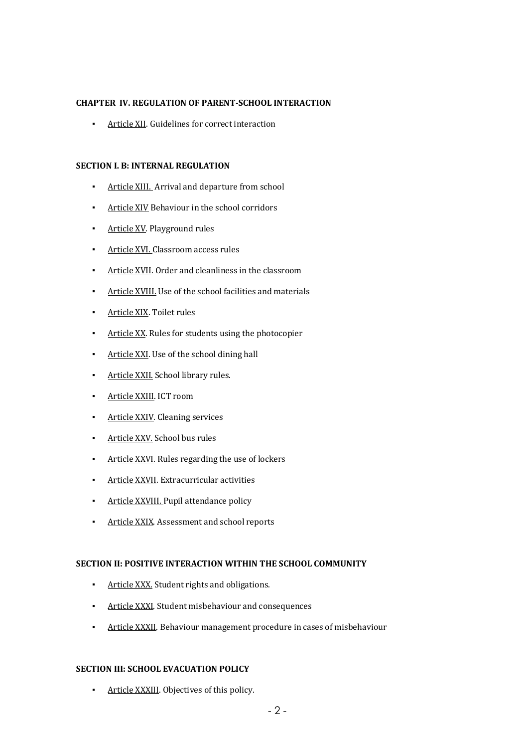**CHAPTER IV. REGULATION OF PARENT-SCHOOL INTERACTION**

- Article XII. Guidelines for correct interaction

**SECTION I. B: INTERNAL REGULATION**

- Article XIII. Arrival and departure from school
- Article XIV Behaviour in the school corridors
- Article XV. Playground rules
- Article XVI. Classroom access rules
- Article XVII. Order and cleanliness in the classroom
- Article XVIII. Use of the school facilities and materials
- Article XIX. Toilet rules
- Article XX. Rules for students using the photocopier
- Article XXI. Use of the school dining hall
- Article XXII. School library rules.
- Article XXIII. ICT room
- Article XXIV. Cleaning services
- Article XXV. School bus rules
- Article XXVI. Rules regarding the use of lockers
- Article XXVII. Extracurricular activities
- Article XXVIII. Pupil attendance policy
- Article XXIX. Assessment and school reports

**SECTION II: POSITIVE INTERACTION WITHIN THE SCHOOL COMMUNITY**

- Article XXX. Student rights and obligations.
- Article XXXI. Student misbehaviour and consequences
- Article XXXII. Behaviour management procedure in cases of misbehaviour

**SECTION III: SCHOOL EVACUATION POLICY**

- Article XXXIII. Objectives of this policy.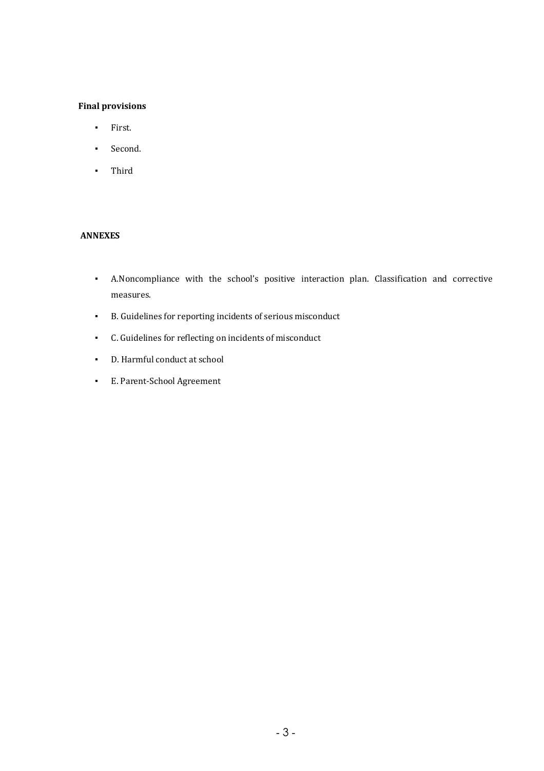**Final provisions**

- First.
- Second.
- Third

**ANNEXES**

- A.Noncompliance with the school's positive interaction plan. Classification and corrective measures.
- B. Guidelines for reporting incidents of serious misconduct
- C. Guidelines for reflecting on incidents of misconduct
- D. Harmful conduct at school
- E. Parent-School Agreement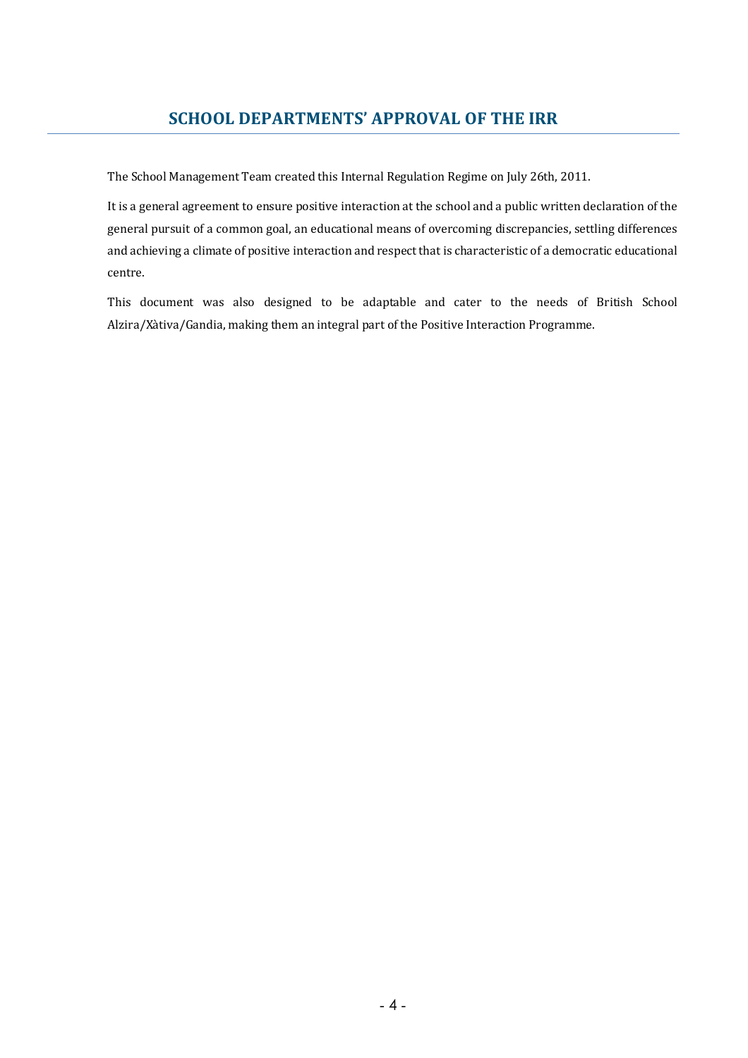## SCHOOL DEPARTMENTS' APPROVAL OF THE IRR

The School Management Team created this Internal Regulation Regime on July 26th, 2011.

It is a general agreement to ensure positive interaction at the school and a public written declaration of the general pursuit of a common goal, an educational means of overcoming discrepancies, settling differences and achieving a climate of positive interaction and respect that is characteristic of a democratic educational centre.

This document was also designed to be adaptable and cater to the needs of British School Alzira/Xàtiva/Gandia, making them an integral part of the Positive Interaction Programme.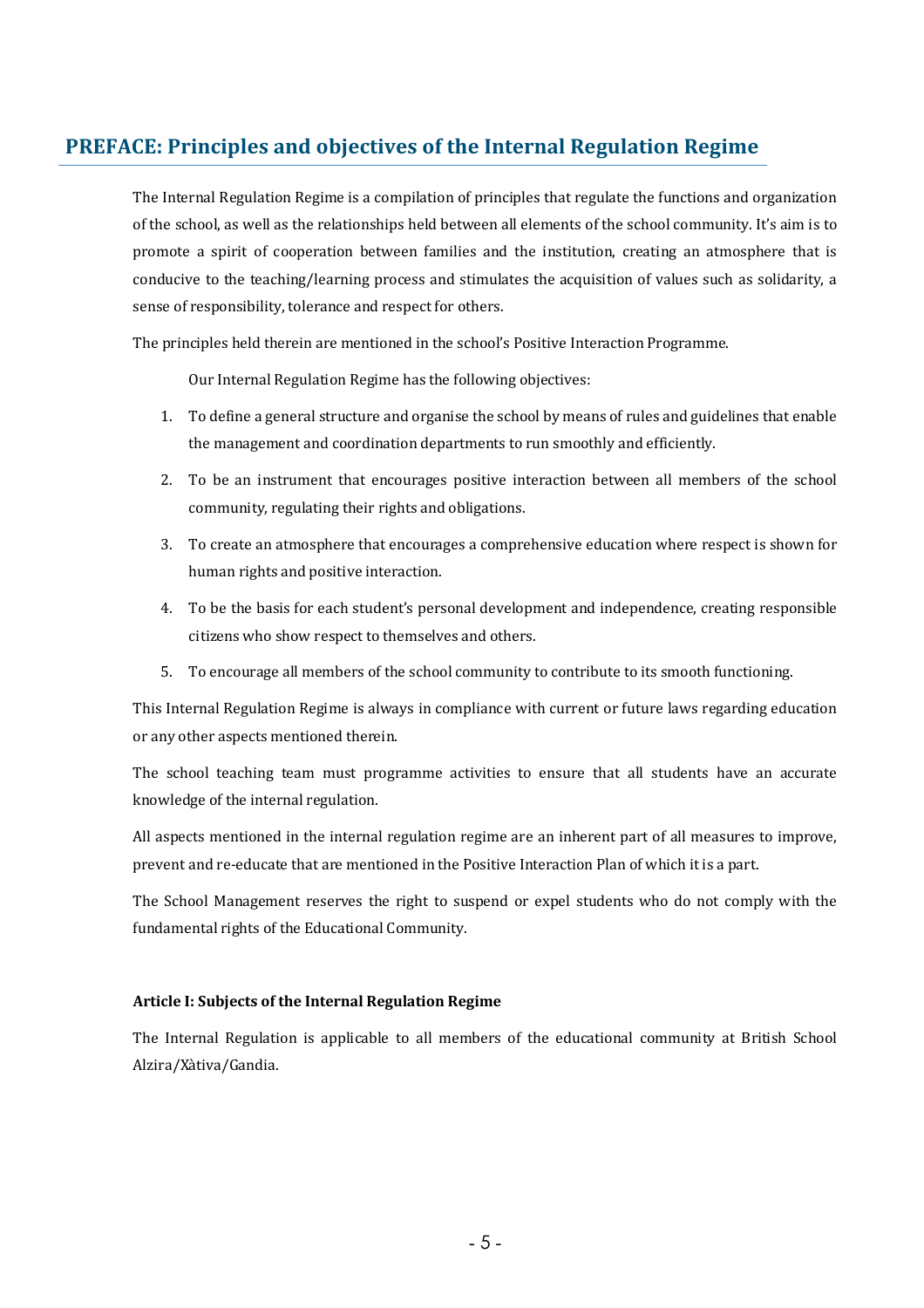## PREFACE: Principles and objectives of the Internal Regulation Regime

The Internal Regulation Regime is a compilation of principles that regulate the functions and organization of the school, as well as the relationships held between all elements of the school community. It's aim is to promote a spirit of cooperation between families and the institution, creating an atmosphere that is conducive to the teaching/learning process and stimulates the acquisition of values such as solidarity, a sense of responsibility, tolerance and respect for others.

The principles held therein are mentioned in the school's Positive Interaction Programme.

Our Internal Regulation Regime has the following objectives:

1. To define a general structure and organise the school by means of rules and guidelines that enable the management and coordination departments to run smoothly and efficiently.
2. To be an instrument that encourages positive interaction between all members of the school community, regulating their rights and obligations.
3. To create an atmosphere that encourages a comprehensive education where respect is shown for human rights and positive interaction.
4. To be the basis for each student's personal development and independence, creating responsible citizens who show respect to themselves and others.
5. To encourage all members of the school community to contribute to its smooth functioning.

This Internal Regulation Regime is always in compliance with current or future laws regarding education or any other aspects mentioned therein.

The school teaching team must programme activities to ensure that all students have an accurate knowledge of the internal regulation.

All aspects mentioned in the internal regulation regime are an inherent part of all measures to improve, prevent and re-educate that are mentioned in the Positive Interaction Plan of which it is a part.

The School Management reserves the right to suspend or expel students who do not comply with the fundamental rights of the Educational Community.

**Article I: Subjects of the Internal Regulation Regime**

The Internal Regulation is applicable to all members of the educational community at British School Alzira/Xàtiva/Gandia.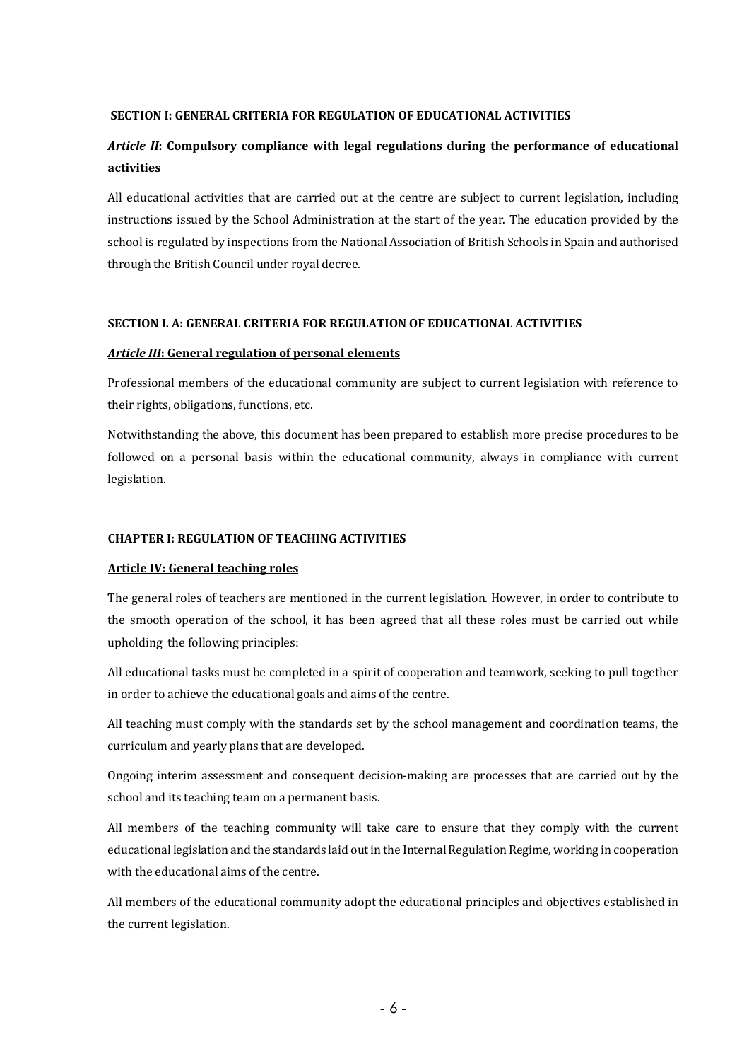**SECTION I: GENERAL CRITERIA FOR REGULATION OF EDUCATIONAL ACTIVITIES**

***Article II*: Compulsory compliance with legal regulations during the performance of educational activities**

All educational activities that are carried out at the centre are subject to current legislation, including instructions issued by the School Administration at the start of the year. The education provided by the school is regulated by inspections from the National Association of British Schools in Spain and authorised through the British Council under royal decree.

**SECTION I. A: GENERAL CRITERIA FOR REGULATION OF EDUCATIONAL ACTIVITIES**

***Article III*: General regulation of personal elements**

Professional members of the educational community are subject to current legislation with reference to their rights, obligations, functions, etc.

Notwithstanding the above, this document has been prepared to establish more precise procedures to be followed on a personal basis within the educational community, always in compliance with current legislation.

**CHAPTER I: REGULATION OF TEACHING ACTIVITIES**

**Article IV: General teaching roles**

The general roles of teachers are mentioned in the current legislation. However, in order to contribute to the smooth operation of the school, it has been agreed that all these roles must be carried out while upholding the following principles:

All educational tasks must be completed in a spirit of cooperation and teamwork, seeking to pull together in order to achieve the educational goals and aims of the centre.

All teaching must comply with the standards set by the school management and coordination teams, the curriculum and yearly plans that are developed.

Ongoing interim assessment and consequent decision-making are processes that are carried out by the school and its teaching team on a permanent basis.

All members of the teaching community will take care to ensure that they comply with the current educational legislation and the standards laid out in the Internal Regulation Regime, working in cooperation with the educational aims of the centre.

All members of the educational community adopt the educational principles and objectives established in the current legislation.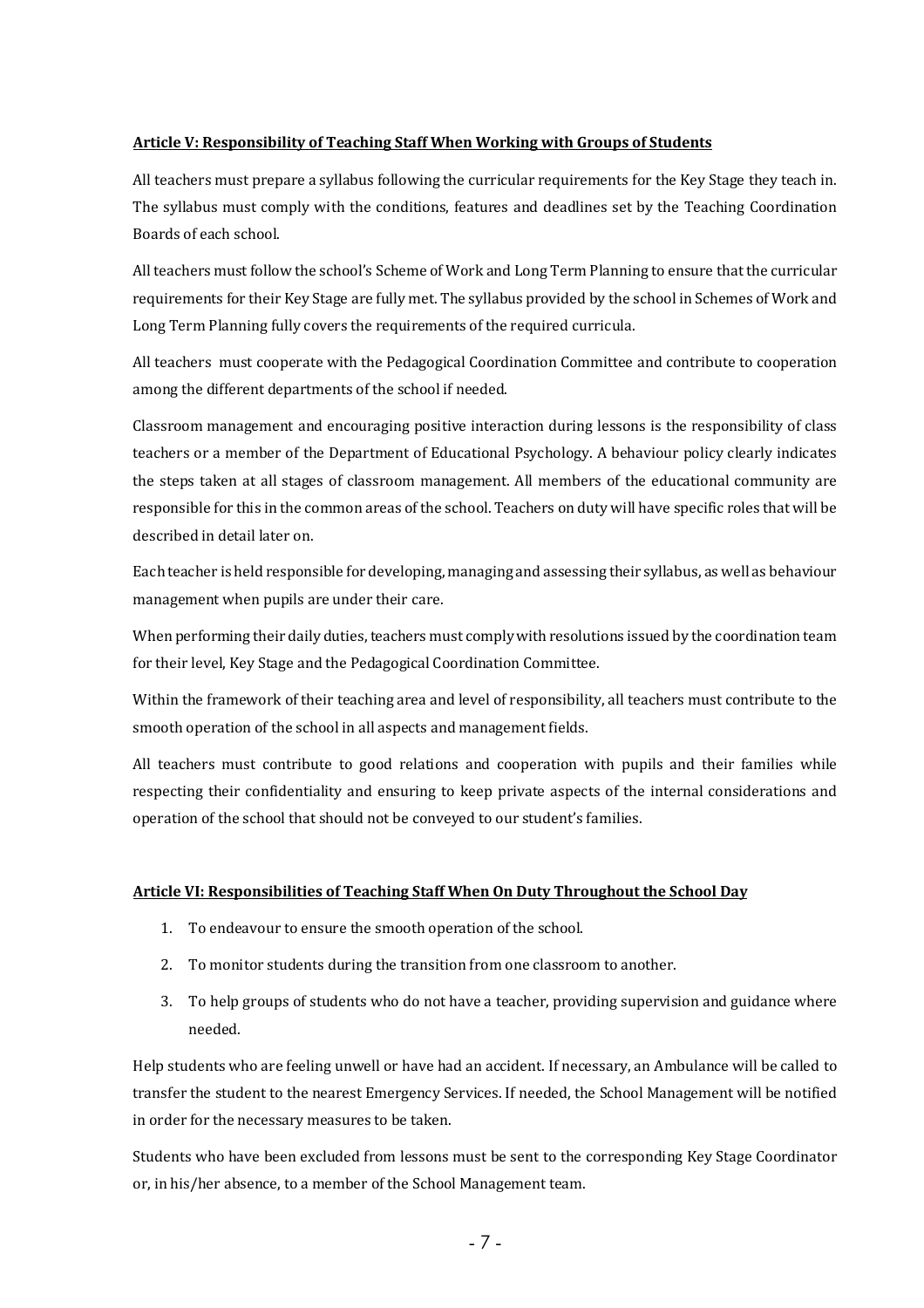**Article V: Responsibility of Teaching Staff When Working with Groups of Students**

All teachers must prepare a syllabus following the curricular requirements for the Key Stage they teach in. The syllabus must comply with the conditions, features and deadlines set by the Teaching Coordination Boards of each school.

All teachers must follow the school's Scheme of Work and Long Term Planning to ensure that the curricular requirements for their Key Stage are fully met. The syllabus provided by the school in Schemes of Work and Long Term Planning fully covers the requirements of the required curricula.

All teachers must cooperate with the Pedagogical Coordination Committee and contribute to cooperation among the different departments of the school if needed.

Classroom management and encouraging positive interaction during lessons is the responsibility of class teachers or a member of the Department of Educational Psychology. A behaviour policy clearly indicates the steps taken at all stages of classroom management. All members of the educational community are responsible for this in the common areas of the school. Teachers on duty will have specific roles that will be described in detail later on.

Each teacher is held responsible for developing, managing and assessing their syllabus, as well as behaviour management when pupils are under their care.

When performing their daily duties, teachers must comply with resolutions issued by the coordination team for their level, Key Stage and the Pedagogical Coordination Committee.

Within the framework of their teaching area and level of responsibility, all teachers must contribute to the smooth operation of the school in all aspects and management fields.

All teachers must contribute to good relations and cooperation with pupils and their families while respecting their confidentiality and ensuring to keep private aspects of the internal considerations and operation of the school that should not be conveyed to our student's families.

**Article VI: Responsibilities of Teaching Staff When On Duty Throughout the School Day**

1. To endeavour to ensure the smooth operation of the school.
2. To monitor students during the transition from one classroom to another.
3. To help groups of students who do not have a teacher, providing supervision and guidance where needed.

Help students who are feeling unwell or have had an accident. If necessary, an Ambulance will be called to transfer the student to the nearest Emergency Services. If needed, the School Management will be notified in order for the necessary measures to be taken.

Students who have been excluded from lessons must be sent to the corresponding Key Stage Coordinator or, in his/her absence, to a member of the School Management team.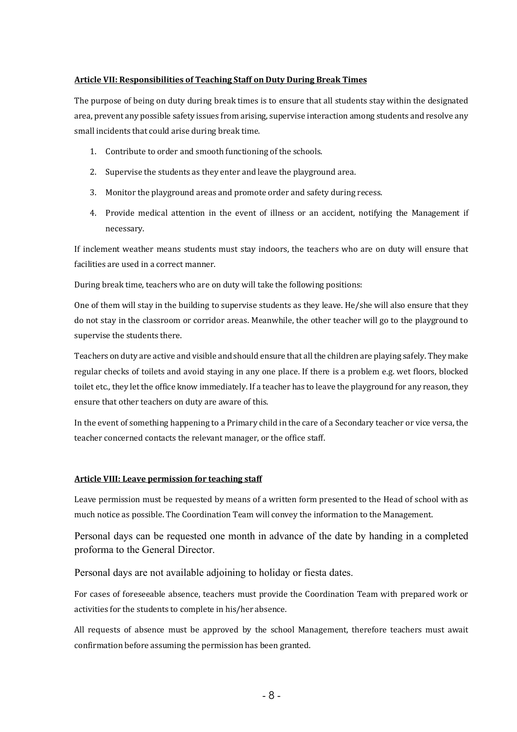**Article VII: Responsibilities of Teaching Staff on Duty During Break Times**

The purpose of being on duty during break times is to ensure that all students stay within the designated area, prevent any possible safety issues from arising, supervise interaction among students and resolve any small incidents that could arise during break time.

1. Contribute to order and smooth functioning of the schools.
2. Supervise the students as they enter and leave the playground area.
3. Monitor the playground areas and promote order and safety during recess.
4. Provide medical attention in the event of illness or an accident, notifying the Management if necessary.

If inclement weather means students must stay indoors, the teachers who are on duty will ensure that facilities are used in a correct manner.

During break time, teachers who are on duty will take the following positions:

One of them will stay in the building to supervise students as they leave. He/she will also ensure that they do not stay in the classroom or corridor areas. Meanwhile, the other teacher will go to the playground to supervise the students there.

Teachers on duty are active and visible and should ensure that all the children are playing safely. They make regular checks of toilets and avoid staying in any one place. If there is a problem e.g. wet floors, blocked toilet etc., they let the office know immediately. If a teacher has to leave the playground for any reason, they ensure that other teachers on duty are aware of this.

In the event of something happening to a Primary child in the care of a Secondary teacher or vice versa, the teacher concerned contacts the relevant manager, or the office staff.

**Article VIII: Leave permission for teaching staff**

Leave permission must be requested by means of a written form presented to the Head of school with as much notice as possible. The Coordination Team will convey the information to the Management.

Personal days can be requested one month in advance of the date by handing in a completed proforma to the General Director.

Personal days are not available adjoining to holiday or fiesta dates.

For cases of foreseeable absence, teachers must provide the Coordination Team with prepared work or activities for the students to complete in his/her absence.

All requests of absence must be approved by the school Management, therefore teachers must await confirmation before assuming the permission has been granted.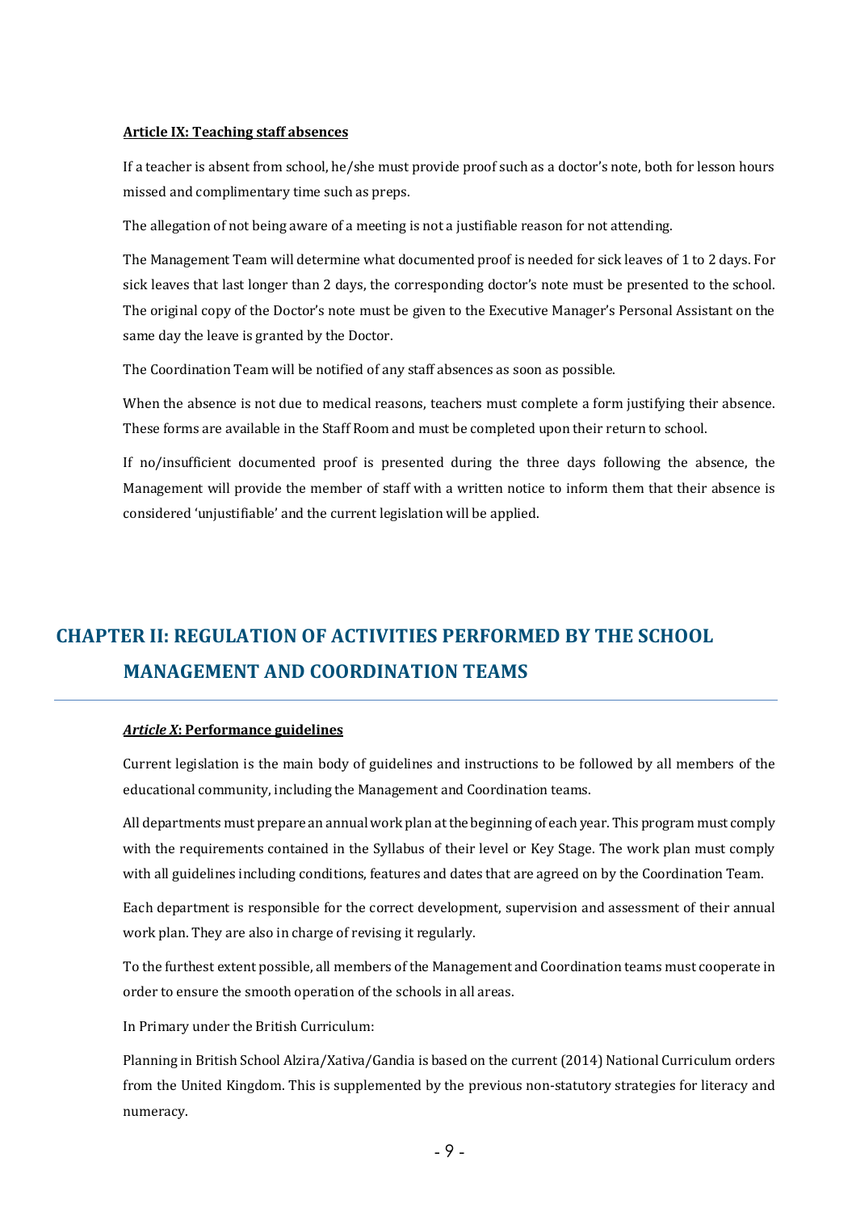**Article IX: Teaching staff absences**

If a teacher is absent from school, he/she must provide proof such as a doctor's note, both for lesson hours missed and complimentary time such as preps.

The allegation of not being aware of a meeting is not a justifiable reason for not attending.

The Management Team will determine what documented proof is needed for sick leaves of 1 to 2 days. For sick leaves that last longer than 2 days, the corresponding doctor's note must be presented to the school. The original copy of the Doctor's note must be given to the Executive Manager's Personal Assistant on the same day the leave is granted by the Doctor.

The Coordination Team will be notified of any staff absences as soon as possible.

When the absence is not due to medical reasons, teachers must complete a form justifying their absence. These forms are available in the Staff Room and must be completed upon their return to school.

If no/insufficient documented proof is presented during the three days following the absence, the Management will provide the member of staff with a written notice to inform them that their absence is considered 'unjustifiable' and the current legislation will be applied.

## CHAPTER II: REGULATION OF ACTIVITIES PERFORMED BY THE SCHOOL MANAGEMENT AND COORDINATION TEAMS

***Article X*: Performance guidelines**

Current legislation is the main body of guidelines and instructions to be followed by all members of the educational community, including the Management and Coordination teams.

All departments must prepare an annual work plan at the beginning of each year. This program must comply with the requirements contained in the Syllabus of their level or Key Stage. The work plan must comply with all guidelines including conditions, features and dates that are agreed on by the Coordination Team.

Each department is responsible for the correct development, supervision and assessment of their annual work plan. They are also in charge of revising it regularly.

To the furthest extent possible, all members of the Management and Coordination teams must cooperate in order to ensure the smooth operation of the schools in all areas.

In Primary under the British Curriculum:

Planning in British School Alzira/Xativa/Gandia is based on the current (2014) National Curriculum orders from the United Kingdom. This is supplemented by the previous non-statutory strategies for literacy and numeracy.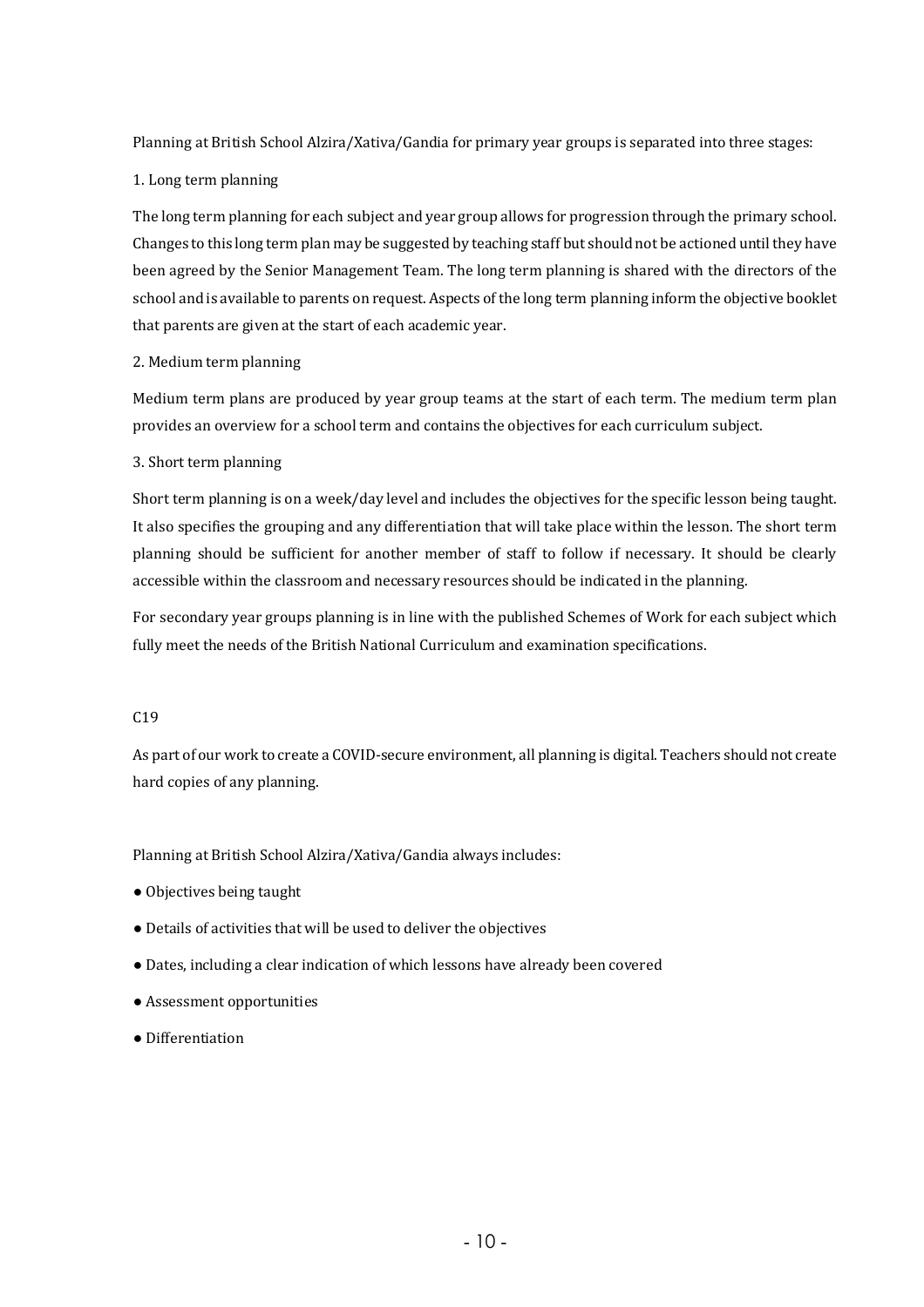Planning at British School Alzira/Xativa/Gandia for primary year groups is separated into three stages:

1. Long term planning

The long term planning for each subject and year group allows for progression through the primary school. Changes to this long term plan may be suggested by teaching staff but should not be actioned until they have been agreed by the Senior Management Team. The long term planning is shared with the directors of the school and is available to parents on request. Aspects of the long term planning inform the objective booklet that parents are given at the start of each academic year.

2. Medium term planning

Medium term plans are produced by year group teams at the start of each term. The medium term plan provides an overview for a school term and contains the objectives for each curriculum subject.

3. Short term planning

Short term planning is on a week/day level and includes the objectives for the specific lesson being taught. It also specifies the grouping and any differentiation that will take place within the lesson. The short term planning should be sufficient for another member of staff to follow if necessary. It should be clearly accessible within the classroom and necessary resources should be indicated in the planning.

For secondary year groups planning is in line with the published Schemes of Work for each subject which fully meet the needs of the British National Curriculum and examination specifications.

C19

As part of our work to create a COVID-secure environment, all planning is digital. Teachers should not create hard copies of any planning.

Planning at British School Alzira/Xativa/Gandia always includes:

- Objectives being taught
- Details of activities that will be used to deliver the objectives
- Dates, including a clear indication of which lessons have already been covered
- Assessment opportunities
- Differentiation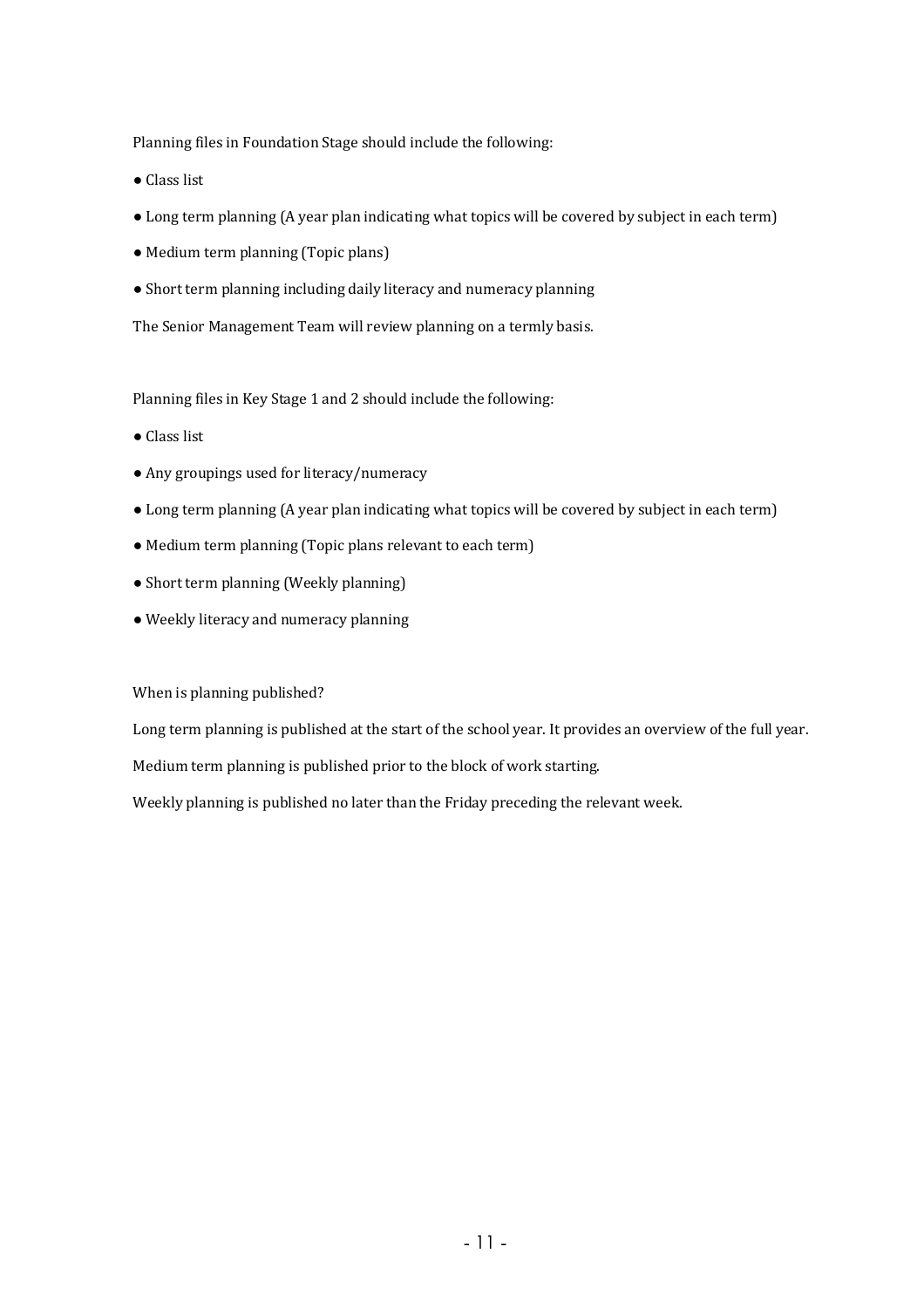Planning files in Foundation Stage should include the following:

- Class list
- Long term planning (A year plan indicating what topics will be covered by subject in each term)
- Medium term planning (Topic plans)
- Short term planning including daily literacy and numeracy planning

The Senior Management Team will review planning on a termly basis.

Planning files in Key Stage 1 and 2 should include the following:

- Class list
- Any groupings used for literacy/numeracy
- Long term planning (A year plan indicating what topics will be covered by subject in each term)
- Medium term planning (Topic plans relevant to each term)
- Short term planning (Weekly planning)
- Weekly literacy and numeracy planning

When is planning published?

Long term planning is published at the start of the school year. It provides an overview of the full year.

Medium term planning is published prior to the block of work starting.

Weekly planning is published no later than the Friday preceding the relevant week.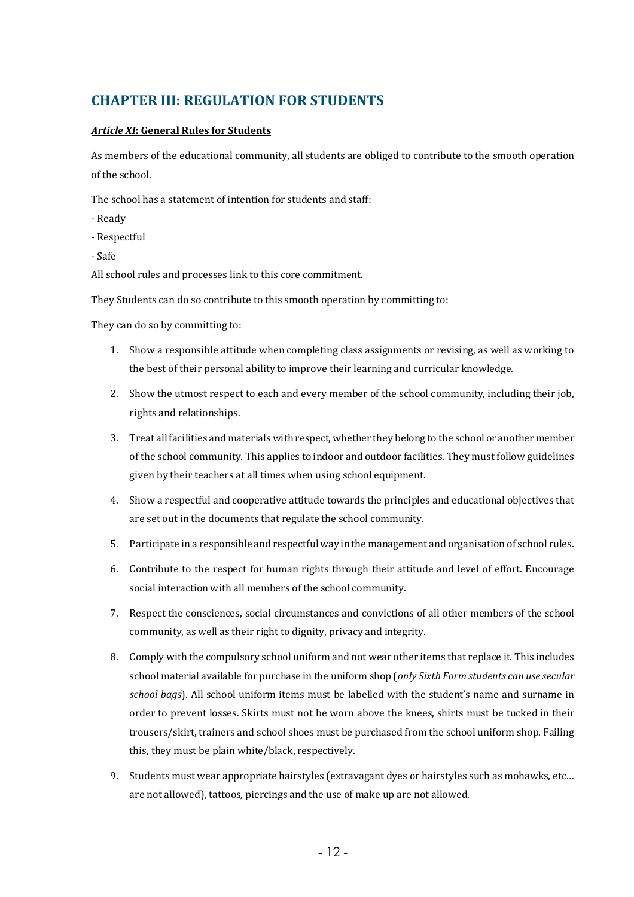## CHAPTER III: REGULATION FOR STUDENTS

***Article XI*: General Rules for Students**

As members of the educational community, all students are obliged to contribute to the smooth operation of the school.

The school has a statement of intention for students and staff:

- Ready
- Respectful
- Safe

All school rules and processes link to this core commitment.

They Students can do so contribute to this smooth operation by committing to:

They can do so by committing to:

1. Show a responsible attitude when completing class assignments or revising, as well as working to the best of their personal ability to improve their learning and curricular knowledge.
2. Show the utmost respect to each and every member of the school community, including their job, rights and relationships.
3. Treat all facilities and materials with respect, whether they belong to the school or another member of the school community. This applies to indoor and outdoor facilities. They must follow guidelines given by their teachers at all times when using school equipment.
4. Show a respectful and cooperative attitude towards the principles and educational objectives that are set out in the documents that regulate the school community.
5. Participate in a responsible and respectful way in the management and organisation of school rules.
6. Contribute to the respect for human rights through their attitude and level of effort. Encourage social interaction with all members of the school community.
7. Respect the consciences, social circumstances and convictions of all other members of the school community, as well as their right to dignity, privacy and integrity.
8. Comply with the compulsory school uniform and not wear other items that replace it. This includes school material available for purchase in the uniform shop (*only Sixth Form students can use secular school bags*). All school uniform items must be labelled with the student's name and surname in order to prevent losses. Skirts must not be worn above the knees, shirts must be tucked in their trousers/skirt, trainers and school shoes must be purchased from the school uniform shop. Failing this, they must be plain white/black, respectively.
9. Students must wear appropriate hairstyles (extravagant dyes or hairstyles such as mohawks, etc… are not allowed), tattoos, piercings and the use of make up are not allowed.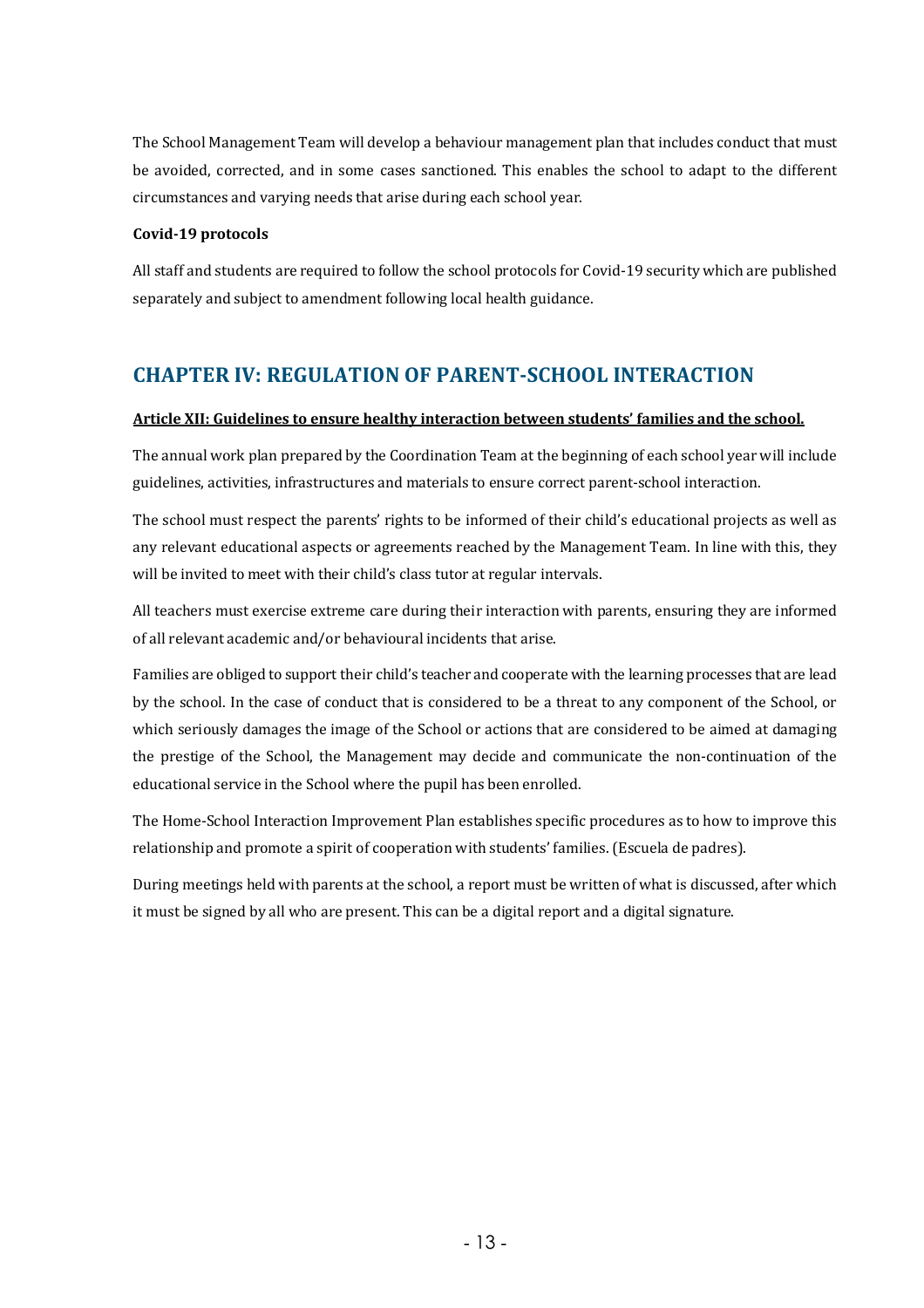The School Management Team will develop a behaviour management plan that includes conduct that must be avoided, corrected, and in some cases sanctioned. This enables the school to adapt to the different circumstances and varying needs that arise during each school year.

**Covid-19 protocols**

All staff and students are required to follow the school protocols for Covid-19 security which are published separately and subject to amendment following local health guidance.

## CHAPTER IV: REGULATION OF PARENT-SCHOOL INTERACTION

**Article XII: Guidelines to ensure healthy interaction between students' families and the school.**

The annual work plan prepared by the Coordination Team at the beginning of each school year will include guidelines, activities, infrastructures and materials to ensure correct parent-school interaction.

The school must respect the parents' rights to be informed of their child's educational projects as well as any relevant educational aspects or agreements reached by the Management Team. In line with this, they will be invited to meet with their child's class tutor at regular intervals.

All teachers must exercise extreme care during their interaction with parents, ensuring they are informed of all relevant academic and/or behavioural incidents that arise.

Families are obliged to support their child's teacher and cooperate with the learning processes that are lead by the school. In the case of conduct that is considered to be a threat to any component of the School, or which seriously damages the image of the School or actions that are considered to be aimed at damaging the prestige of the School, the Management may decide and communicate the non-continuation of the educational service in the School where the pupil has been enrolled.

The Home-School Interaction Improvement Plan establishes specific procedures as to how to improve this relationship and promote a spirit of cooperation with students' families. (Escuela de padres).

During meetings held with parents at the school, a report must be written of what is discussed, after which it must be signed by all who are present. This can be a digital report and a digital signature.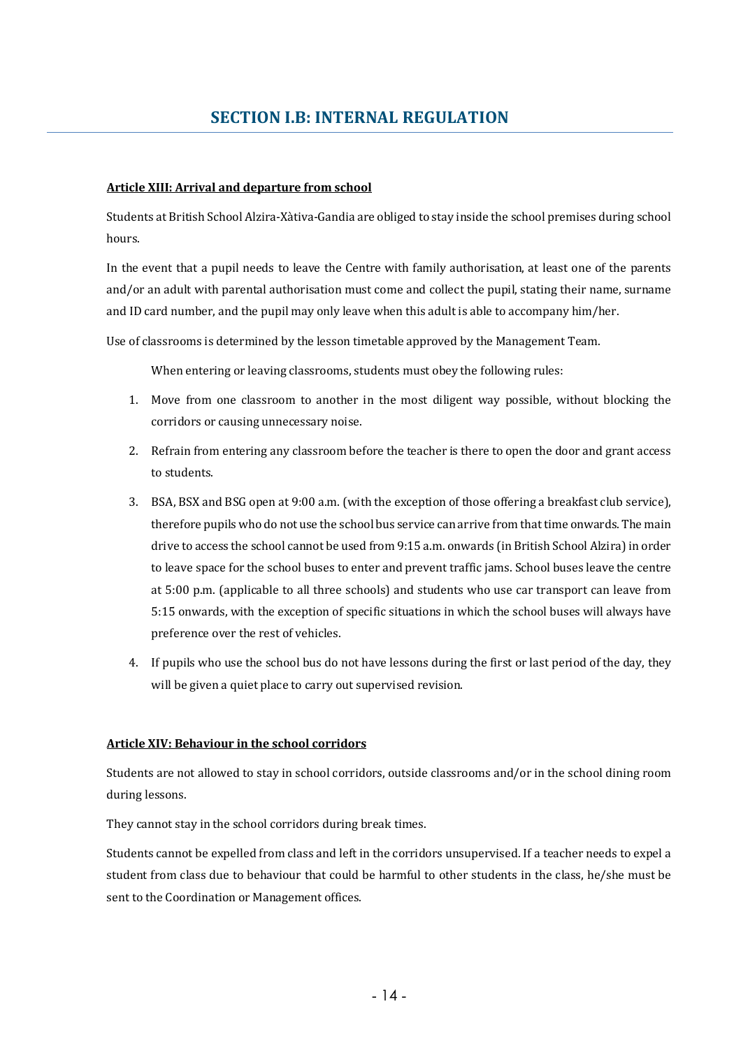## SECTION I.B: INTERNAL REGULATION

**Article XIII: Arrival and departure from school**

Students at British School Alzira-Xàtiva-Gandia are obliged to stay inside the school premises during school hours.

In the event that a pupil needs to leave the Centre with family authorisation, at least one of the parents and/or an adult with parental authorisation must come and collect the pupil, stating their name, surname and ID card number, and the pupil may only leave when this adult is able to accompany him/her.

Use of classrooms is determined by the lesson timetable approved by the Management Team.

When entering or leaving classrooms, students must obey the following rules:

1. Move from one classroom to another in the most diligent way possible, without blocking the corridors or causing unnecessary noise.
2. Refrain from entering any classroom before the teacher is there to open the door and grant access to students.
3. BSA, BSX and BSG open at 9:00 a.m. (with the exception of those offering a breakfast club service), therefore pupils who do not use the school bus service can arrive from that time onwards. The main drive to access the school cannot be used from 9:15 a.m. onwards (in British School Alzira) in order to leave space for the school buses to enter and prevent traffic jams. School buses leave the centre at 5:00 p.m. (applicable to all three schools) and students who use car transport can leave from 5:15 onwards, with the exception of specific situations in which the school buses will always have preference over the rest of vehicles.
4. If pupils who use the school bus do not have lessons during the first or last period of the day, they will be given a quiet place to carry out supervised revision.

**Article XIV: Behaviour in the school corridors**

Students are not allowed to stay in school corridors, outside classrooms and/or in the school dining room during lessons.

They cannot stay in the school corridors during break times.

Students cannot be expelled from class and left in the corridors unsupervised. If a teacher needs to expel a student from class due to behaviour that could be harmful to other students in the class, he/she must be sent to the Coordination or Management offices.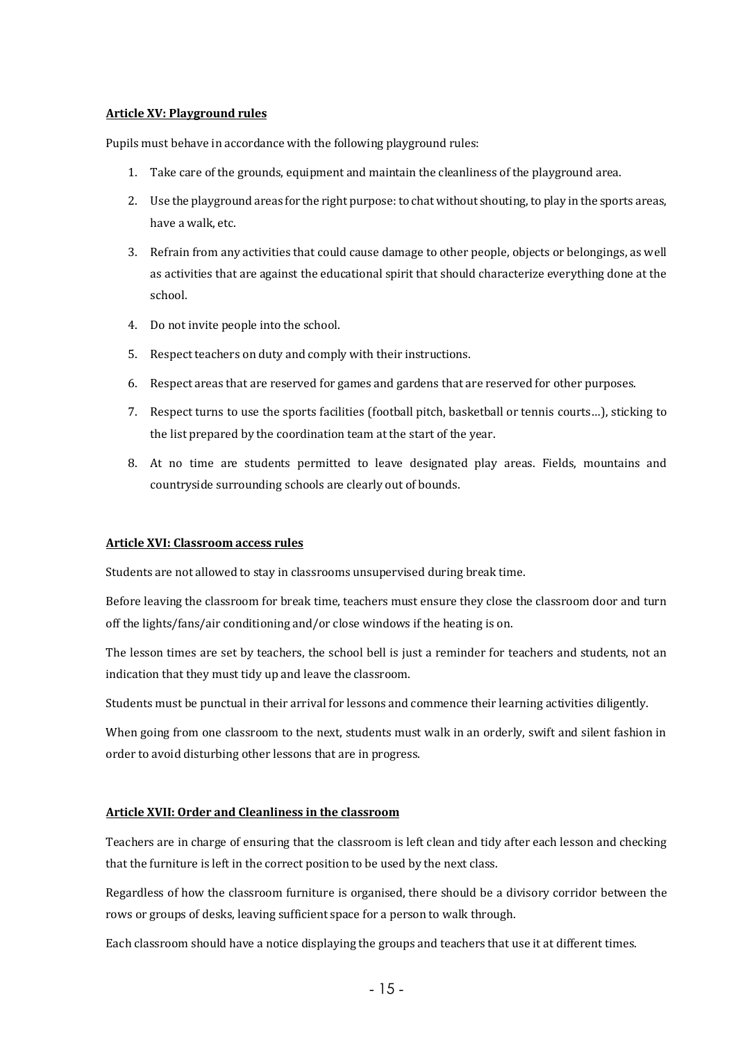**Article XV: Playground rules**

Pupils must behave in accordance with the following playground rules:

1. Take care of the grounds, equipment and maintain the cleanliness of the playground area.
2. Use the playground areas for the right purpose: to chat without shouting, to play in the sports areas, have a walk, etc.
3. Refrain from any activities that could cause damage to other people, objects or belongings, as well as activities that are against the educational spirit that should characterize everything done at the school.
4. Do not invite people into the school.
5. Respect teachers on duty and comply with their instructions.
6. Respect areas that are reserved for games and gardens that are reserved for other purposes.
7. Respect turns to use the sports facilities (football pitch, basketball or tennis courts…), sticking to the list prepared by the coordination team at the start of the year.
8. At no time are students permitted to leave designated play areas. Fields, mountains and countryside surrounding schools are clearly out of bounds.

**Article XVI: Classroom access rules**

Students are not allowed to stay in classrooms unsupervised during break time.

Before leaving the classroom for break time, teachers must ensure they close the classroom door and turn off the lights/fans/air conditioning and/or close windows if the heating is on.

The lesson times are set by teachers, the school bell is just a reminder for teachers and students, not an indication that they must tidy up and leave the classroom.

Students must be punctual in their arrival for lessons and commence their learning activities diligently.

When going from one classroom to the next, students must walk in an orderly, swift and silent fashion in order to avoid disturbing other lessons that are in progress.

**Article XVII: Order and Cleanliness in the classroom**

Teachers are in charge of ensuring that the classroom is left clean and tidy after each lesson and checking that the furniture is left in the correct position to be used by the next class.

Regardless of how the classroom furniture is organised, there should be a divisory corridor between the rows or groups of desks, leaving sufficient space for a person to walk through.

Each classroom should have a notice displaying the groups and teachers that use it at different times.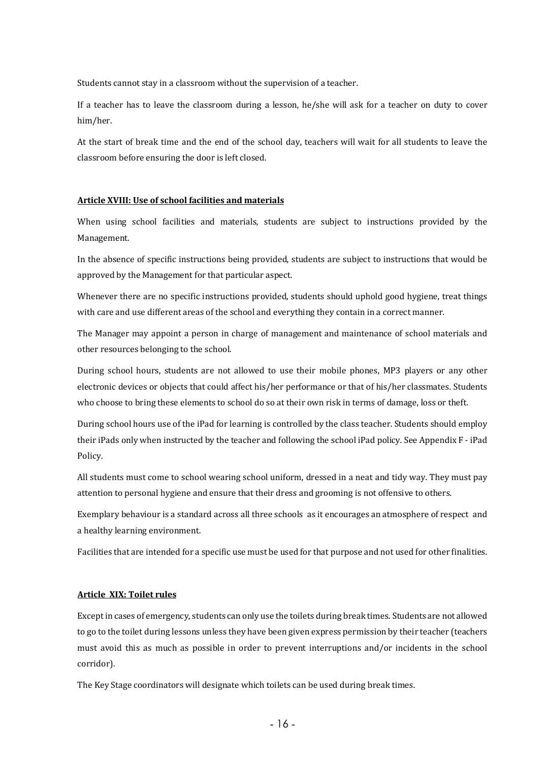Students cannot stay in a classroom without the supervision of a teacher.

If a teacher has to leave the classroom during a lesson, he/she will ask for a teacher on duty to cover him/her.

At the start of break time and the end of the school day, teachers will wait for all students to leave the classroom before ensuring the door is left closed.

**Article XVIII: Use of school facilities and materials**

When using school facilities and materials, students are subject to instructions provided by the Management.

In the absence of specific instructions being provided, students are subject to instructions that would be approved by the Management for that particular aspect.

Whenever there are no specific instructions provided, students should uphold good hygiene, treat things with care and use different areas of the school and everything they contain in a correct manner.

The Manager may appoint a person in charge of management and maintenance of school materials and other resources belonging to the school.

During school hours, students are not allowed to use their mobile phones, MP3 players or any other electronic devices or objects that could affect his/her performance or that of his/her classmates. Students who choose to bring these elements to school do so at their own risk in terms of damage, loss or theft.

During school hours use of the iPad for learning is controlled by the class teacher. Students should employ their iPads only when instructed by the teacher and following the school iPad policy. See Appendix F - iPad Policy.

All students must come to school wearing school uniform, dressed in a neat and tidy way. They must pay attention to personal hygiene and ensure that their dress and grooming is not offensive to others.

Exemplary behaviour is a standard across all three schools as it encourages an atmosphere of respect and a healthy learning environment.

Facilities that are intended for a specific use must be used for that purpose and not used for other finalities.

**Article XIX: Toilet rules**

Except in cases of emergency, students can only use the toilets during break times. Students are not allowed to go to the toilet during lessons unless they have been given express permission by their teacher (teachers must avoid this as much as possible in order to prevent interruptions and/or incidents in the school corridor).

The Key Stage coordinators will designate which toilets can be used during break times.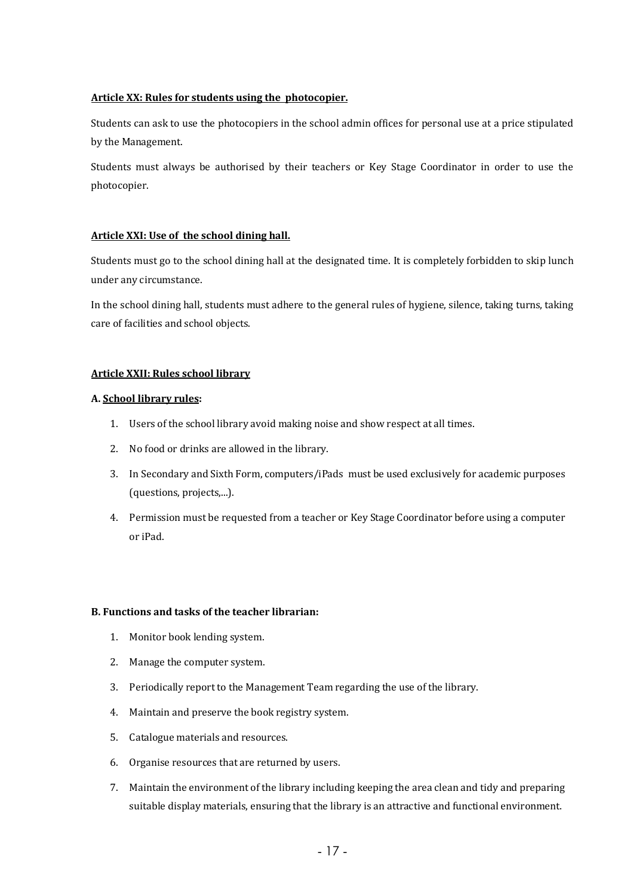**Article XX: Rules for students using the photocopier.**

Students can ask to use the photocopiers in the school admin offices for personal use at a price stipulated by the Management.

Students must always be authorised by their teachers or Key Stage Coordinator in order to use the photocopier.

**Article XXI: Use of the school dining hall.**

Students must go to the school dining hall at the designated time. It is completely forbidden to skip lunch under any circumstance.

In the school dining hall, students must adhere to the general rules of hygiene, silence, taking turns, taking care of facilities and school objects.

**Article XXII: Rules school library**

**A. School library rules:**

1. Users of the school library avoid making noise and show respect at all times.
2. No food or drinks are allowed in the library.
3. In Secondary and Sixth Form, computers/iPads must be used exclusively for academic purposes (questions, projects,...).
4. Permission must be requested from a teacher or Key Stage Coordinator before using a computer or iPad.

**B. Functions and tasks of the teacher librarian:**

1. Monitor book lending system.
2. Manage the computer system.
3. Periodically report to the Management Team regarding the use of the library.
4. Maintain and preserve the book registry system.
5. Catalogue materials and resources.
6. Organise resources that are returned by users.
7. Maintain the environment of the library including keeping the area clean and tidy and preparing suitable display materials, ensuring that the library is an attractive and functional environment.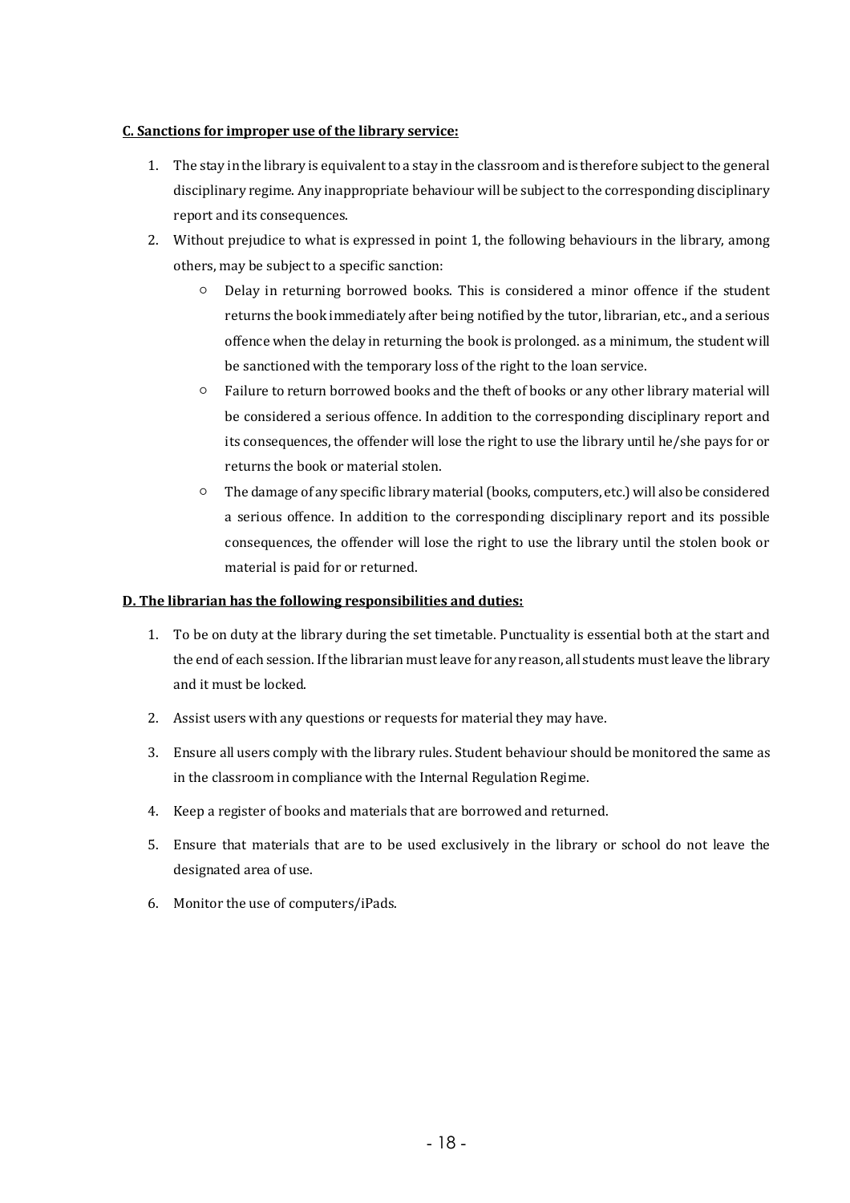**C. Sanctions for improper use of the library service:**

1. The stay in the library is equivalent to a stay in the classroom and is therefore subject to the general disciplinary regime. Any inappropriate behaviour will be subject to the corresponding disciplinary report and its consequences.
2. Without prejudice to what is expressed in point 1, the following behaviours in the library, among others, may be subject to a specific sanction:
   - Delay in returning borrowed books. This is considered a minor offence if the student returns the book immediately after being notified by the tutor, librarian, etc., and a serious offence when the delay in returning the book is prolonged. as a minimum, the student will be sanctioned with the temporary loss of the right to the loan service.
   - Failure to return borrowed books and the theft of books or any other library material will be considered a serious offence. In addition to the corresponding disciplinary report and its consequences, the offender will lose the right to use the library until he/she pays for or returns the book or material stolen.
   - The damage of any specific library material (books, computers, etc.) will also be considered a serious offence. In addition to the corresponding disciplinary report and its possible consequences, the offender will lose the right to use the library until the stolen book or material is paid for or returned.

**D. The librarian has the following responsibilities and duties:**

1. To be on duty at the library during the set timetable. Punctuality is essential both at the start and the end of each session. If the librarian must leave for any reason, all students must leave the library and it must be locked.

2. Assist users with any questions or requests for material they may have.

3. Ensure all users comply with the library rules. Student behaviour should be monitored the same as in the classroom in compliance with the Internal Regulation Regime.

4. Keep a register of books and materials that are borrowed and returned.

5. Ensure that materials that are to be used exclusively in the library or school do not leave the designated area of use.

6. Monitor the use of computers/iPads.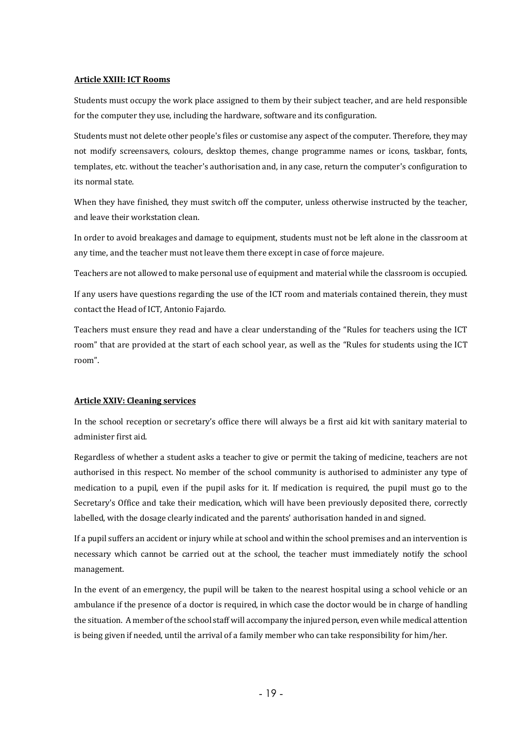**Article XXIII: ICT Rooms**

Students must occupy the work place assigned to them by their subject teacher, and are held responsible for the computer they use, including the hardware, software and its configuration.

Students must not delete other people's files or customise any aspect of the computer. Therefore, they may not modify screensavers, colours, desktop themes, change programme names or icons, taskbar, fonts, templates, etc. without the teacher's authorisation and, in any case, return the computer's configuration to its normal state.

When they have finished, they must switch off the computer, unless otherwise instructed by the teacher, and leave their workstation clean.

In order to avoid breakages and damage to equipment, students must not be left alone in the classroom at any time, and the teacher must not leave them there except in case of force majeure.

Teachers are not allowed to make personal use of equipment and material while the classroom is occupied.

If any users have questions regarding the use of the ICT room and materials contained therein, they must contact the Head of ICT, Antonio Fajardo.

Teachers must ensure they read and have a clear understanding of the "Rules for teachers using the ICT room" that are provided at the start of each school year, as well as the "Rules for students using the ICT room".

**Article XXIV: Cleaning services**

In the school reception or secretary's office there will always be a first aid kit with sanitary material to administer first aid.

Regardless of whether a student asks a teacher to give or permit the taking of medicine, teachers are not authorised in this respect. No member of the school community is authorised to administer any type of medication to a pupil, even if the pupil asks for it. If medication is required, the pupil must go to the Secretary's Office and take their medication, which will have been previously deposited there, correctly labelled, with the dosage clearly indicated and the parents' authorisation handed in and signed.

If a pupil suffers an accident or injury while at school and within the school premises and an intervention is necessary which cannot be carried out at the school, the teacher must immediately notify the school management.

In the event of an emergency, the pupil will be taken to the nearest hospital using a school vehicle or an ambulance if the presence of a doctor is required, in which case the doctor would be in charge of handling the situation. A member of the school staff will accompany the injured person, even while medical attention is being given if needed, until the arrival of a family member who can take responsibility for him/her.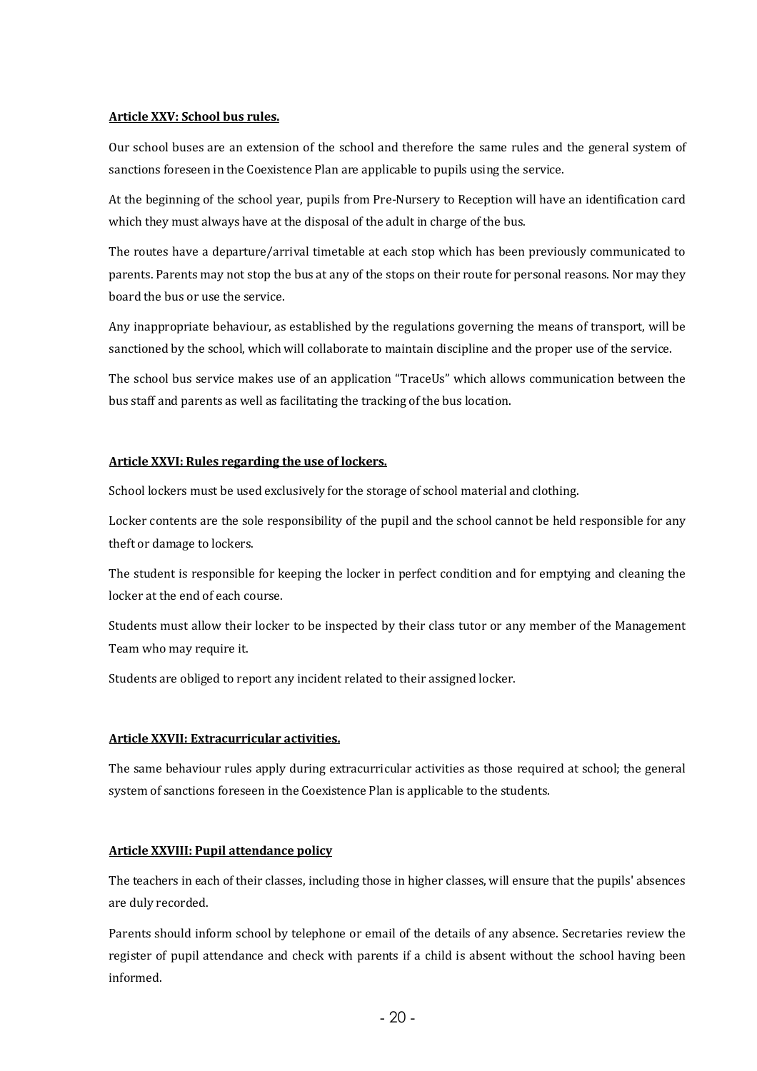**Article XXV: School bus rules.**

Our school buses are an extension of the school and therefore the same rules and the general system of sanctions foreseen in the Coexistence Plan are applicable to pupils using the service.

At the beginning of the school year, pupils from Pre-Nursery to Reception will have an identification card which they must always have at the disposal of the adult in charge of the bus.

The routes have a departure/arrival timetable at each stop which has been previously communicated to parents. Parents may not stop the bus at any of the stops on their route for personal reasons. Nor may they board the bus or use the service.

Any inappropriate behaviour, as established by the regulations governing the means of transport, will be sanctioned by the school, which will collaborate to maintain discipline and the proper use of the service.

The school bus service makes use of an application "TraceUs" which allows communication between the bus staff and parents as well as facilitating the tracking of the bus location.

**Article XXVI: Rules regarding the use of lockers.**

School lockers must be used exclusively for the storage of school material and clothing.

Locker contents are the sole responsibility of the pupil and the school cannot be held responsible for any theft or damage to lockers.

The student is responsible for keeping the locker in perfect condition and for emptying and cleaning the locker at the end of each course.

Students must allow their locker to be inspected by their class tutor or any member of the Management Team who may require it.

Students are obliged to report any incident related to their assigned locker.

**Article XXVII: Extracurricular activities.**

The same behaviour rules apply during extracurricular activities as those required at school; the general system of sanctions foreseen in the Coexistence Plan is applicable to the students.

**Article XXVIII: Pupil attendance policy**

The teachers in each of their classes, including those in higher classes, will ensure that the pupils' absences are duly recorded.

Parents should inform school by telephone or email of the details of any absence. Secretaries review the register of pupil attendance and check with parents if a child is absent without the school having been informed.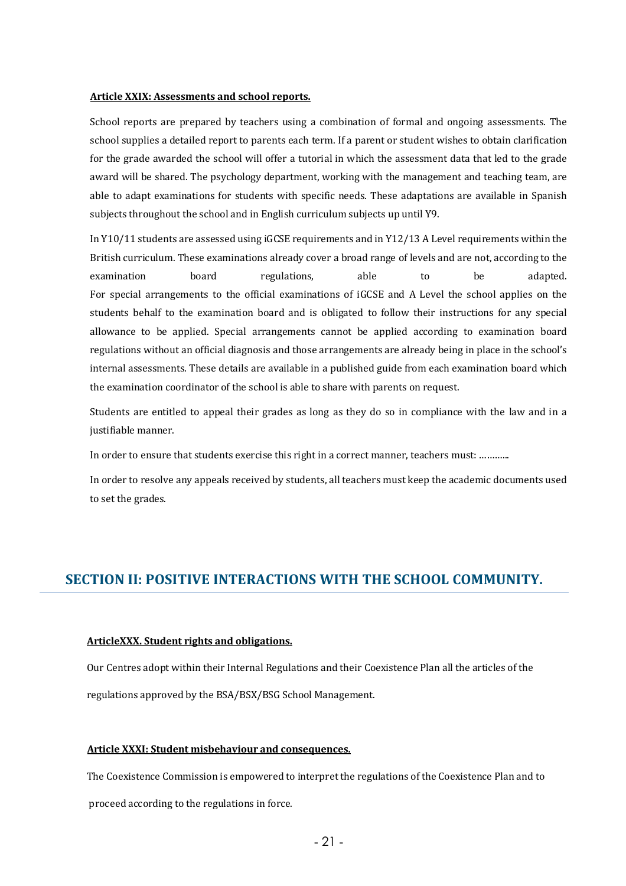**Article XXIX: Assessments and school reports.**

School reports are prepared by teachers using a combination of formal and ongoing assessments. The school supplies a detailed report to parents each term. If a parent or student wishes to obtain clarification for the grade awarded the school will offer a tutorial in which the assessment data that led to the grade award will be shared. The psychology department, working with the management and teaching team, are able to adapt examinations for students with specific needs. These adaptations are available in Spanish subjects throughout the school and in English curriculum subjects up until Y9.

In Y10/11 students are assessed using iGCSE requirements and in Y12/13 A Level requirements within the British curriculum. These examinations already cover a broad range of levels and are not, according to the examination board regulations, able to be adapted. For special arrangements to the official examinations of iGCSE and A Level the school applies on the students behalf to the examination board and is obligated to follow their instructions for any special allowance to be applied. Special arrangements cannot be applied according to examination board regulations without an official diagnosis and those arrangements are already being in place in the school's internal assessments. These details are available in a published guide from each examination board which the examination coordinator of the school is able to share with parents on request.

Students are entitled to appeal their grades as long as they do so in compliance with the law and in a justifiable manner.

In order to ensure that students exercise this right in a correct manner, teachers must: ………..

In order to resolve any appeals received by students, all teachers must keep the academic documents used to set the grades.

## SECTION II: POSITIVE INTERACTIONS WITH THE SCHOOL COMMUNITY.

**ArticleXXX. Student rights and obligations.**

Our Centres adopt within their Internal Regulations and their Coexistence Plan all the articles of the regulations approved by the BSA/BSX/BSG School Management.

**Article XXXI: Student misbehaviour and consequences.**

The Coexistence Commission is empowered to interpret the regulations of the Coexistence Plan and to proceed according to the regulations in force.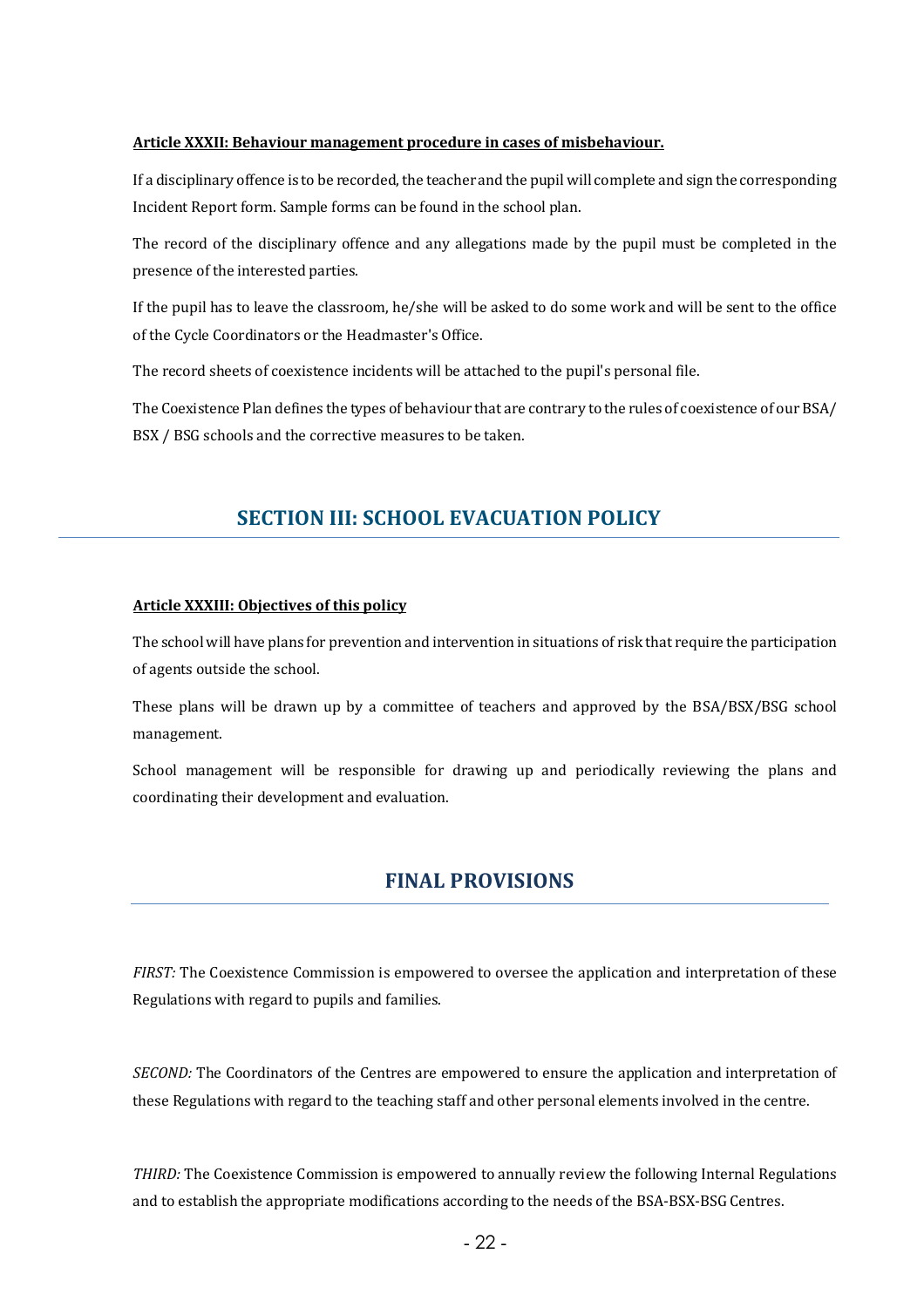**Article XXXII: Behaviour management procedure in cases of misbehaviour.**

If a disciplinary offence is to be recorded, the teacher and the pupil will complete and sign the corresponding Incident Report form. Sample forms can be found in the school plan.

The record of the disciplinary offence and any allegations made by the pupil must be completed in the presence of the interested parties.

If the pupil has to leave the classroom, he/she will be asked to do some work and will be sent to the office of the Cycle Coordinators or the Headmaster's Office.

The record sheets of coexistence incidents will be attached to the pupil's personal file.

The Coexistence Plan defines the types of behaviour that are contrary to the rules of coexistence of our BSA/ BSX / BSG schools and the corrective measures to be taken.

## SECTION III: SCHOOL EVACUATION POLICY

**Article XXXIII: Objectives of this policy**

The school will have plans for prevention and intervention in situations of risk that require the participation of agents outside the school.

These plans will be drawn up by a committee of teachers and approved by the BSA/BSX/BSG school management.

School management will be responsible for drawing up and periodically reviewing the plans and coordinating their development and evaluation.

## FINAL PROVISIONS

*FIRST:* The Coexistence Commission is empowered to oversee the application and interpretation of these Regulations with regard to pupils and families.

*SECOND:* The Coordinators of the Centres are empowered to ensure the application and interpretation of these Regulations with regard to the teaching staff and other personal elements involved in the centre.

*THIRD:* The Coexistence Commission is empowered to annually review the following Internal Regulations and to establish the appropriate modifications according to the needs of the BSA-BSX-BSG Centres.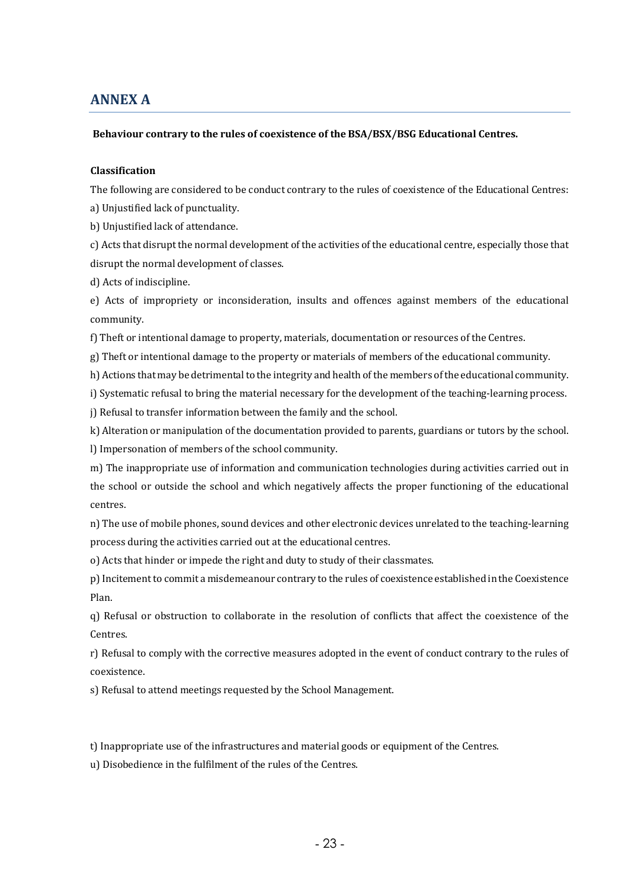# ANNEX A

**Behaviour contrary to the rules of coexistence of the BSA/BSX/BSG Educational Centres.**

**Classification**

The following are considered to be conduct contrary to the rules of coexistence of the Educational Centres:

a) Unjustified lack of punctuality.

b) Unjustified lack of attendance.

c) Acts that disrupt the normal development of the activities of the educational centre, especially those that disrupt the normal development of classes.

d) Acts of indiscipline.

e) Acts of impropriety or inconsideration, insults and offences against members of the educational community.

f) Theft or intentional damage to property, materials, documentation or resources of the Centres.

g) Theft or intentional damage to the property or materials of members of the educational community.

h) Actions that may be detrimental to the integrity and health of the members of the educational community.

i) Systematic refusal to bring the material necessary for the development of the teaching-learning process.

j) Refusal to transfer information between the family and the school.

k) Alteration or manipulation of the documentation provided to parents, guardians or tutors by the school.

l) Impersonation of members of the school community.

m) The inappropriate use of information and communication technologies during activities carried out in the school or outside the school and which negatively affects the proper functioning of the educational centres.

n) The use of mobile phones, sound devices and other electronic devices unrelated to the teaching-learning process during the activities carried out at the educational centres.

o) Acts that hinder or impede the right and duty to study of their classmates.

p) Incitement to commit a misdemeanour contrary to the rules of coexistence established in the Coexistence Plan.

q) Refusal or obstruction to collaborate in the resolution of conflicts that affect the coexistence of the Centres.

r) Refusal to comply with the corrective measures adopted in the event of conduct contrary to the rules of coexistence.

s) Refusal to attend meetings requested by the School Management.

t) Inappropriate use of the infrastructures and material goods or equipment of the Centres.

u) Disobedience in the fulfilment of the rules of the Centres.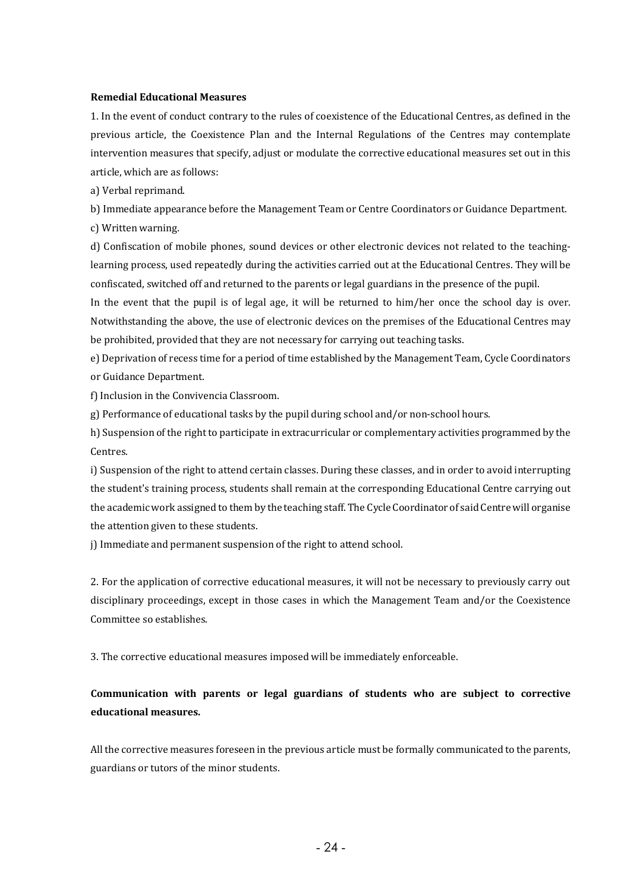**Remedial Educational Measures**

1. In the event of conduct contrary to the rules of coexistence of the Educational Centres, as defined in the previous article, the Coexistence Plan and the Internal Regulations of the Centres may contemplate intervention measures that specify, adjust or modulate the corrective educational measures set out in this article, which are as follows:

a) Verbal reprimand.

b) Immediate appearance before the Management Team or Centre Coordinators or Guidance Department.

c) Written warning.

d) Confiscation of mobile phones, sound devices or other electronic devices not related to the teaching-learning process, used repeatedly during the activities carried out at the Educational Centres. They will be confiscated, switched off and returned to the parents or legal guardians in the presence of the pupil.

In the event that the pupil is of legal age, it will be returned to him/her once the school day is over. Notwithstanding the above, the use of electronic devices on the premises of the Educational Centres may be prohibited, provided that they are not necessary for carrying out teaching tasks.

e) Deprivation of recess time for a period of time established by the Management Team, Cycle Coordinators or Guidance Department.

f) Inclusion in the Convivencia Classroom.

g) Performance of educational tasks by the pupil during school and/or non-school hours.

h) Suspension of the right to participate in extracurricular or complementary activities programmed by the Centres.

i) Suspension of the right to attend certain classes. During these classes, and in order to avoid interrupting the student's training process, students shall remain at the corresponding Educational Centre carrying out the academic work assigned to them by the teaching staff. The Cycle Coordinator of said Centre will organise the attention given to these students.

j) Immediate and permanent suspension of the right to attend school.

2. For the application of corrective educational measures, it will not be necessary to previously carry out disciplinary proceedings, except in those cases in which the Management Team and/or the Coexistence Committee so establishes.

3. The corrective educational measures imposed will be immediately enforceable.

**Communication with parents or legal guardians of students who are subject to corrective educational measures.**

All the corrective measures foreseen in the previous article must be formally communicated to the parents, guardians or tutors of the minor students.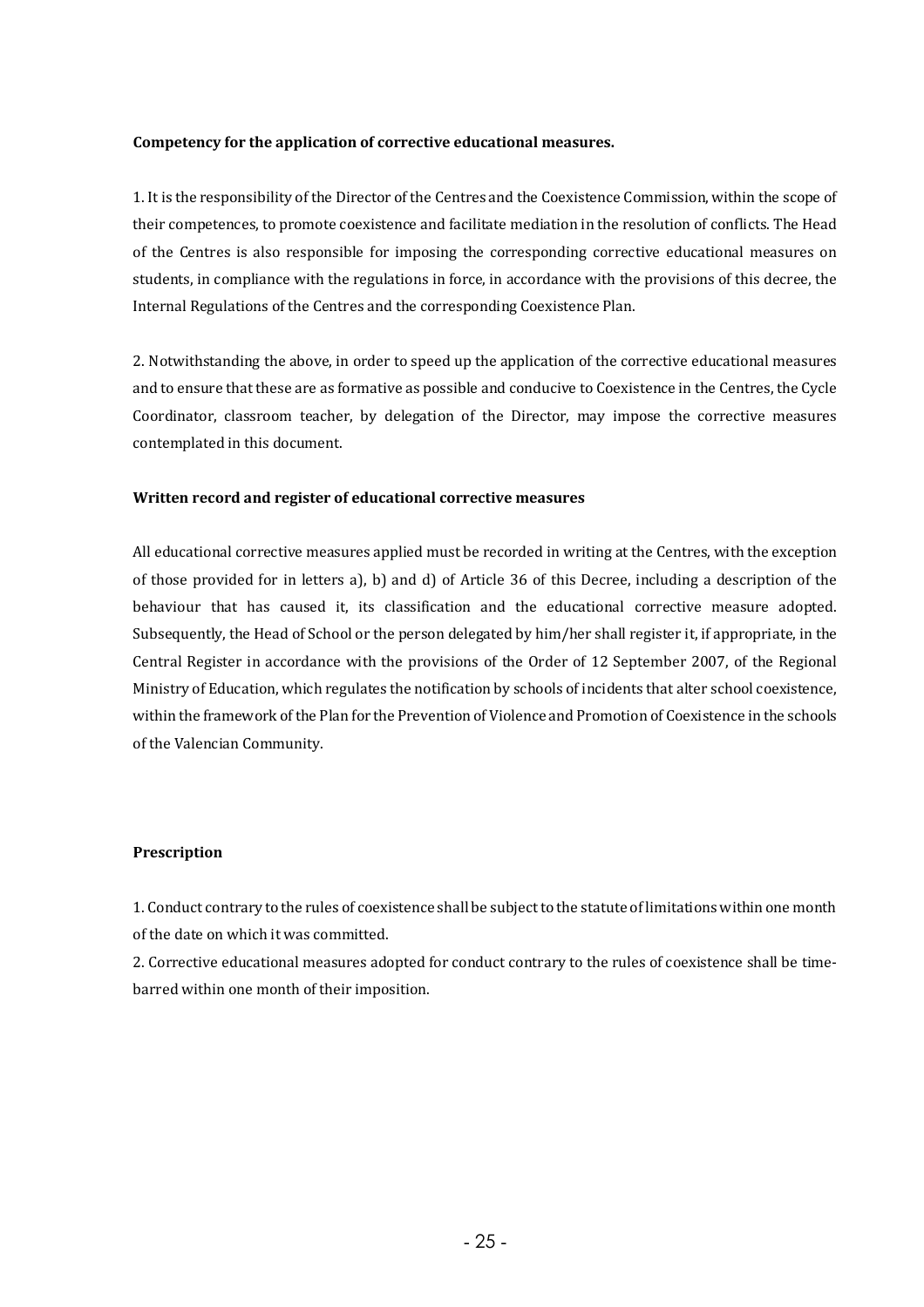**Competency for the application of corrective educational measures.**

1. It is the responsibility of the Director of the Centres and the Coexistence Commission, within the scope of their competences, to promote coexistence and facilitate mediation in the resolution of conflicts. The Head of the Centres is also responsible for imposing the corresponding corrective educational measures on students, in compliance with the regulations in force, in accordance with the provisions of this decree, the Internal Regulations of the Centres and the corresponding Coexistence Plan.

2. Notwithstanding the above, in order to speed up the application of the corrective educational measures and to ensure that these are as formative as possible and conducive to Coexistence in the Centres, the Cycle Coordinator, classroom teacher, by delegation of the Director, may impose the corrective measures contemplated in this document.

**Written record and register of educational corrective measures**

All educational corrective measures applied must be recorded in writing at the Centres, with the exception of those provided for in letters a), b) and d) of Article 36 of this Decree, including a description of the behaviour that has caused it, its classification and the educational corrective measure adopted. Subsequently, the Head of School or the person delegated by him/her shall register it, if appropriate, in the Central Register in accordance with the provisions of the Order of 12 September 2007, of the Regional Ministry of Education, which regulates the notification by schools of incidents that alter school coexistence, within the framework of the Plan for the Prevention of Violence and Promotion of Coexistence in the schools of the Valencian Community.

**Prescription**

1. Conduct contrary to the rules of coexistence shall be subject to the statute of limitations within one month of the date on which it was committed.
2. Corrective educational measures adopted for conduct contrary to the rules of coexistence shall be time-barred within one month of their imposition.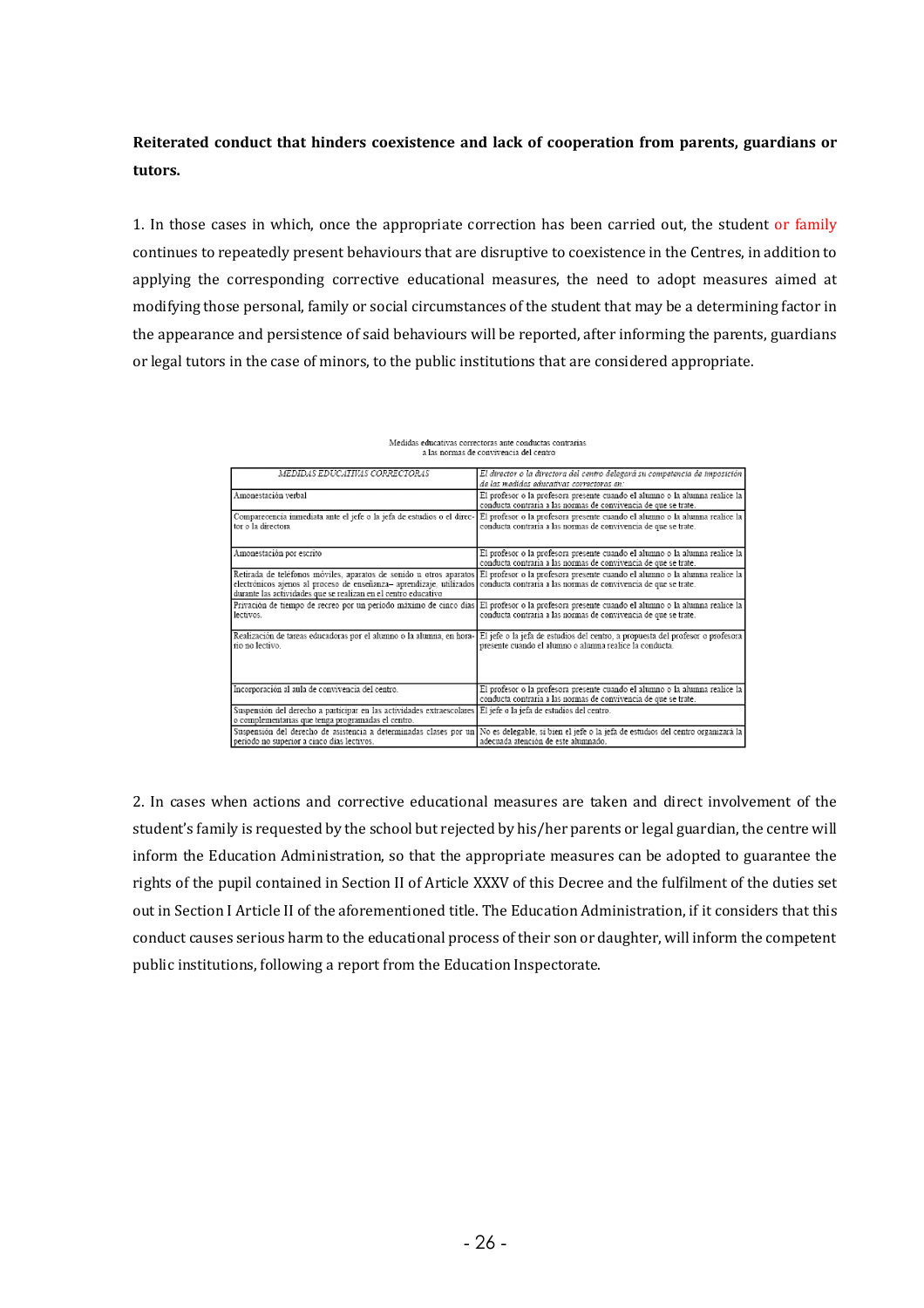**Reiterated conduct that hinders coexistence and lack of cooperation from parents, guardians or tutors.**

1. In those cases in which, once the appropriate correction has been carried out, the student or family continues to repeatedly present behaviours that are disruptive to coexistence in the Centres, in addition to applying the corresponding corrective educational measures, the need to adopt measures aimed at modifying those personal, family or social circumstances of the student that may be a determining factor in the appearance and persistence of said behaviours will be reported, after informing the parents, guardians or legal tutors in the case of minors, to the public institutions that are considered appropriate.

Medidas educativas correctoras ante conductas contrarias a las normas de convivencia del centro

| *MEDIDAS EDUCATIVAS CORRECTORAS* | *El director o la directora del centro delegará su competencia de imposición de las medidas educativas correctoras en:* |
|---|---|
| Amonestación verbal | El profesor o la profesora presente cuando el alumno o la alumna realice la conducta contraria a las normas de convivencia de que se trate. |
| Comparecencia inmediata ante el jefe o la jefa de estudios o el director o la directora | El profesor o la profesora presente cuando el alumno o la alumna realice la conducta contraria a las normas de convivencia de que se trate. |
| Amonestación por escrito | El profesor o la profesora presente cuando el alumno o la alumna realice la conducta contraria a las normas de convivencia de que se trate. |
| Retirada de teléfonos móviles, aparatos de sonido u otros aparatos electrónicos ajenos al proceso de enseñanza– aprendizaje, utilizados durante las actividades que se realizan en el centro educativo | El profesor o la profesora presente cuando el alumno o la alumna realice la conducta contraria a las normas de convivencia de que se trate. |
| Privación de tiempo de recreo por un periodo máximo de cinco días lectivos. | El profesor o la profesora presente cuando el alumno o la alumna realice la conducta contraria a las normas de convivencia de que se trate. |
| Realización de tareas educadoras por el alumno o la alumna, en horario no lectivo. | El jefe o la jefa de estudios del centro, a propuesta del profesor o profesora presente cuando el alumno o alumna realice la conducta. |
| Incorporación al aula de convivencia del centro. | El profesor o la profesora presente cuando el alumno o la alumna realice la conducta contraria a las normas de convivencia de que se trate. |
| Suspensión del derecho a participar en las actividades extraescolares o complementarias que tenga programadas el centro. | El jefe o la jefa de estudios del centro. |
| Suspensión del derecho de asistencia a determinadas clases por un periodo no superior a cinco días lectivos. | No es delegable, si bien el jefe o la jefa de estudios del centro organizará la adecuada atención de este alumnado. |

2. In cases when actions and corrective educational measures are taken and direct involvement of the student's family is requested by the school but rejected by his/her parents or legal guardian, the centre will inform the Education Administration, so that the appropriate measures can be adopted to guarantee the rights of the pupil contained in Section II of Article XXXV of this Decree and the fulfilment of the duties set out in Section I Article II of the aforementioned title. The Education Administration, if it considers that this conduct causes serious harm to the educational process of their son or daughter, will inform the competent public institutions, following a report from the Education Inspectorate.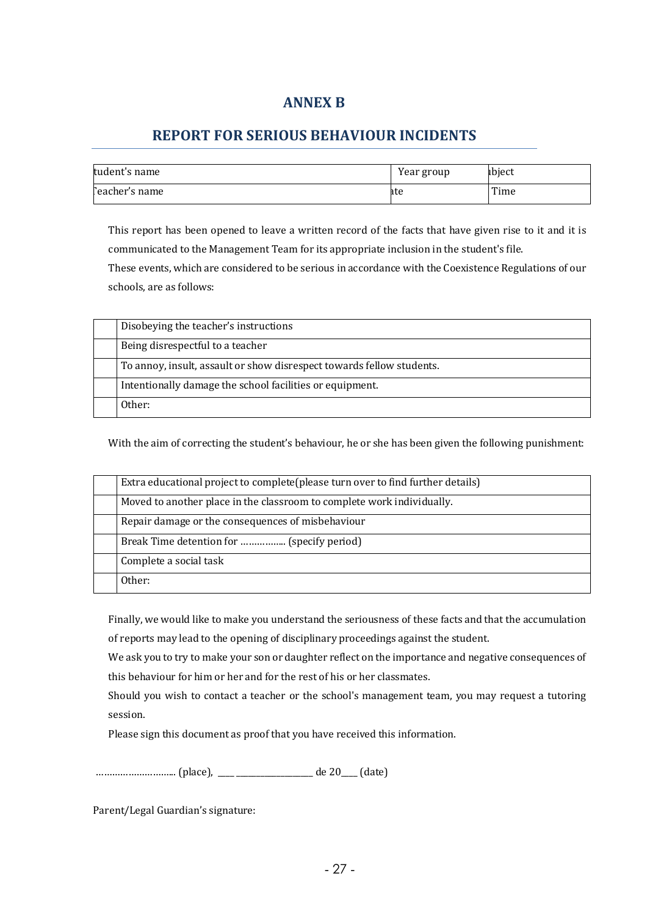# ANNEX B

## REPORT FOR SERIOUS BEHAVIOUR INCIDENTS

| tudent's name | Year group | ıbject |
|---|---|---|
| 'eacher's name | ıte | Time |

This report has been opened to leave a written record of the facts that have given rise to it and it is communicated to the Management Team for its appropriate inclusion in the student's file.

These events, which are considered to be serious in accordance with the Coexistence Regulations of our schools, are as follows:

| | |
|---|---|
| | Disobeying the teacher's instructions |
| | Being disrespectful to a teacher |
| | To annoy, insult, assault or show disrespect towards fellow students. |
| | Intentionally damage the school facilities or equipment. |
| | Other: |

With the aim of correcting the student's behaviour, he or she has been given the following punishment:

| | |
|---|---|
| | Extra educational project to complete(please turn over to find further details) |
| | Moved to another place in the classroom to complete work individually. |
| | Repair damage or the consequences of misbehaviour |
| | Break Time detention for …………….. (specify period) |
| | Complete a social task |
| | Other: |

Finally, we would like to make you understand the seriousness of these facts and that the accumulation of reports may lead to the opening of disciplinary proceedings against the student.

We ask you to try to make your son or daughter reflect on the importance and negative consequences of this behaviour for him or her and for the rest of his or her classmates.

Should you wish to contact a teacher or the school's management team, you may request a tutoring session.

Please sign this document as proof that you have received this information.

……………………….. (place), ____ __________________ de 20____ (date)

Parent/Legal Guardian's signature: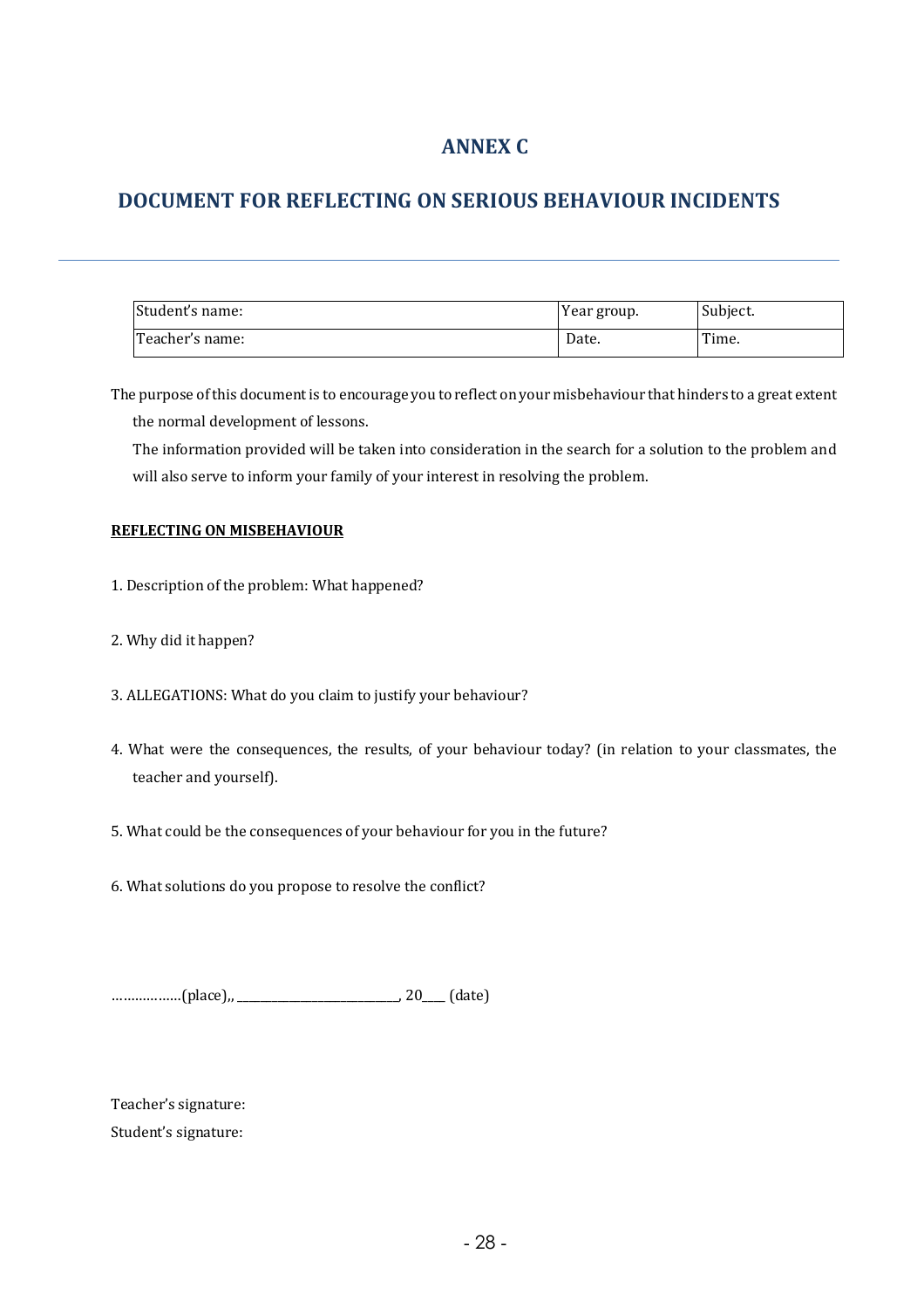# ANNEX C

## DOCUMENT FOR REFLECTING ON SERIOUS BEHAVIOUR INCIDENTS

| Student's name: | Year group. | Subject. |
|---|---|---|
| Teacher's name: | Date. | Time. |

The purpose of this document is to encourage you to reflect on your misbehaviour that hinders to a great extent the normal development of lessons.

The information provided will be taken into consideration in the search for a solution to the problem and will also serve to inform your family of your interest in resolving the problem.

**REFLECTING ON MISBEHAVIOUR**

1. Description of the problem: What happened?

2. Why did it happen?

3. ALLEGATIONS: What do you claim to justify your behaviour?

4. What were the consequences, the results, of your behaviour today? (in relation to your classmates, the teacher and yourself).

5. What could be the consequences of your behaviour for you in the future?

6. What solutions do you propose to resolve the conflict?

………………(place),, ___________________________, 20____ (date)

Teacher's signature:

Student's signature: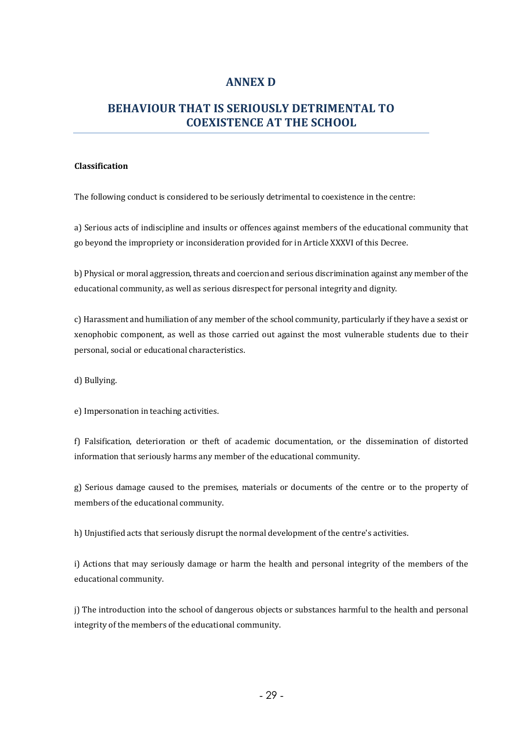# ANNEX D

## BEHAVIOUR THAT IS SERIOUSLY DETRIMENTAL TO COEXISTENCE AT THE SCHOOL

**Classification**

The following conduct is considered to be seriously detrimental to coexistence in the centre:

a) Serious acts of indiscipline and insults or offences against members of the educational community that go beyond the impropriety or inconsideration provided for in Article XXXVI of this Decree.

b) Physical or moral aggression, threats and coercion and serious discrimination against any member of the educational community, as well as serious disrespect for personal integrity and dignity.

c) Harassment and humiliation of any member of the school community, particularly if they have a sexist or xenophobic component, as well as those carried out against the most vulnerable students due to their personal, social or educational characteristics.

d) Bullying.

e) Impersonation in teaching activities.

f) Falsification, deterioration or theft of academic documentation, or the dissemination of distorted information that seriously harms any member of the educational community.

g) Serious damage caused to the premises, materials or documents of the centre or to the property of members of the educational community.

h) Unjustified acts that seriously disrupt the normal development of the centre's activities.

i) Actions that may seriously damage or harm the health and personal integrity of the members of the educational community.

j) The introduction into the school of dangerous objects or substances harmful to the health and personal integrity of the members of the educational community.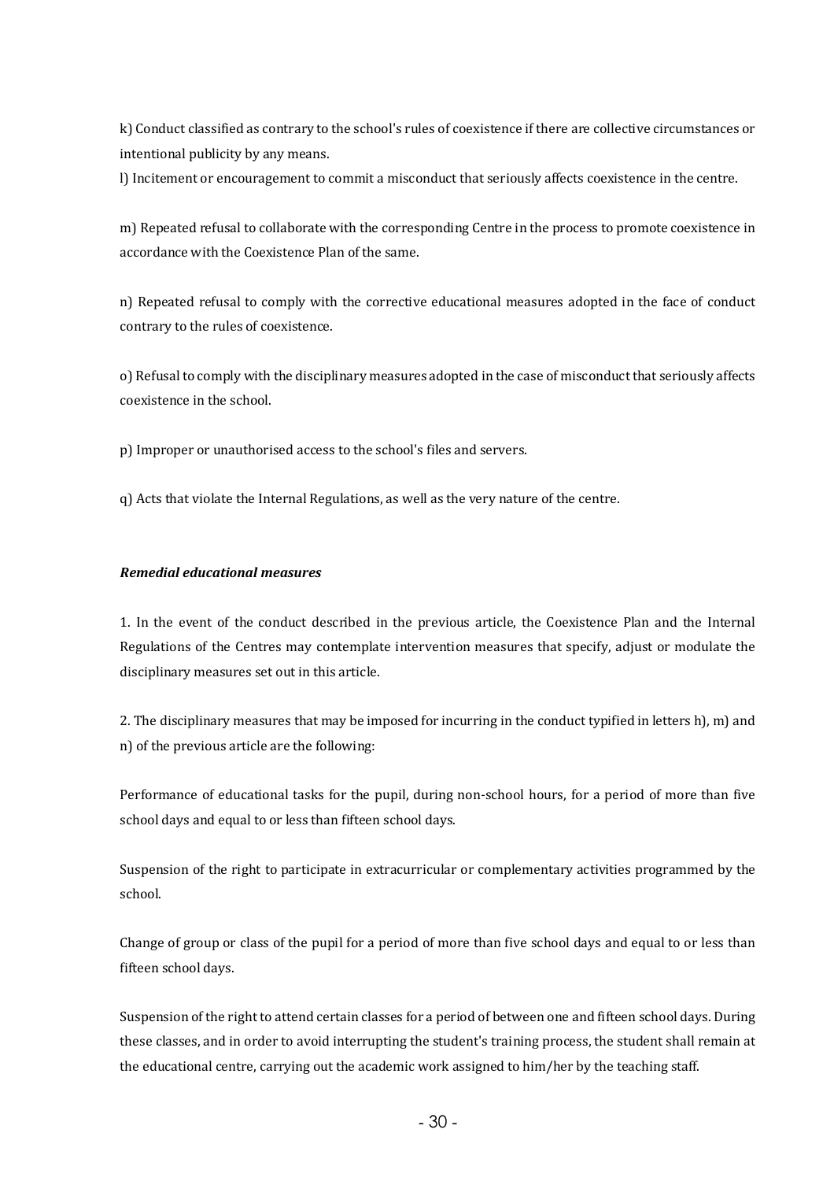k) Conduct classified as contrary to the school's rules of coexistence if there are collective circumstances or intentional publicity by any means.

l) Incitement or encouragement to commit a misconduct that seriously affects coexistence in the centre.

m) Repeated refusal to collaborate with the corresponding Centre in the process to promote coexistence in accordance with the Coexistence Plan of the same.

n) Repeated refusal to comply with the corrective educational measures adopted in the face of conduct contrary to the rules of coexistence.

o) Refusal to comply with the disciplinary measures adopted in the case of misconduct that seriously affects coexistence in the school.

p) Improper or unauthorised access to the school's files and servers.

q) Acts that violate the Internal Regulations, as well as the very nature of the centre.

***Remedial educational measures***

1. In the event of the conduct described in the previous article, the Coexistence Plan and the Internal Regulations of the Centres may contemplate intervention measures that specify, adjust or modulate the disciplinary measures set out in this article.

2. The disciplinary measures that may be imposed for incurring in the conduct typified in letters h), m) and n) of the previous article are the following:

Performance of educational tasks for the pupil, during non-school hours, for a period of more than five school days and equal to or less than fifteen school days.

Suspension of the right to participate in extracurricular or complementary activities programmed by the school.

Change of group or class of the pupil for a period of more than five school days and equal to or less than fifteen school days.

Suspension of the right to attend certain classes for a period of between one and fifteen school days. During these classes, and in order to avoid interrupting the student's training process, the student shall remain at the educational centre, carrying out the academic work assigned to him/her by the teaching staff.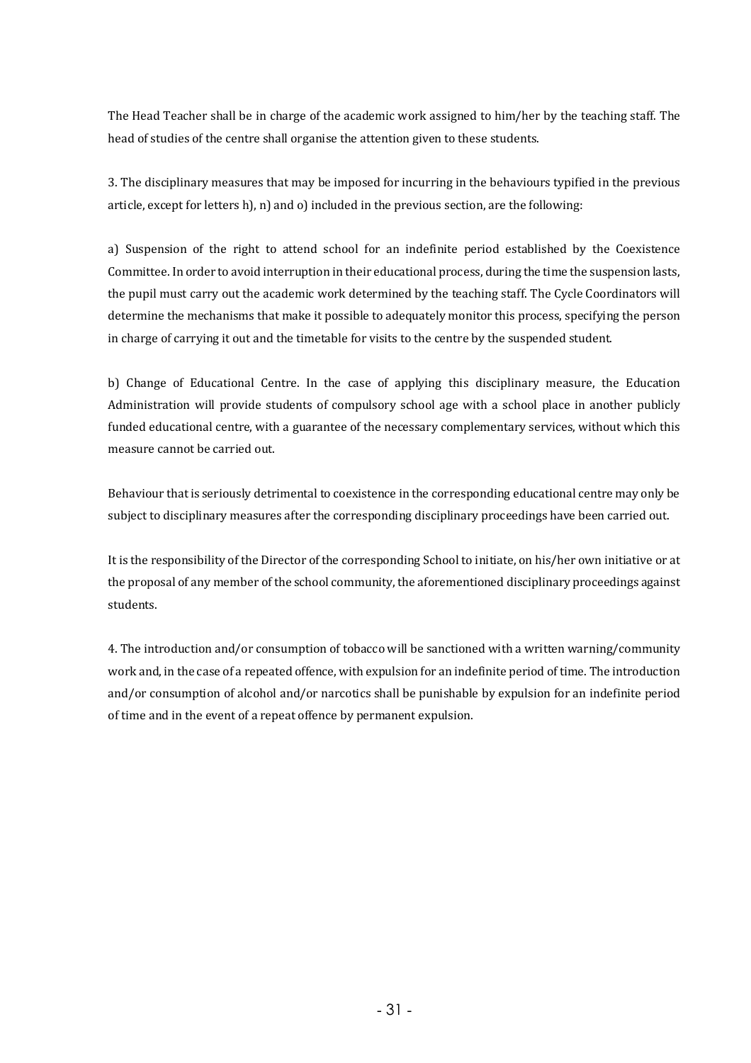The Head Teacher shall be in charge of the academic work assigned to him/her by the teaching staff. The head of studies of the centre shall organise the attention given to these students.

3. The disciplinary measures that may be imposed for incurring in the behaviours typified in the previous article, except for letters h), n) and o) included in the previous section, are the following:

a) Suspension of the right to attend school for an indefinite period established by the Coexistence Committee. In order to avoid interruption in their educational process, during the time the suspension lasts, the pupil must carry out the academic work determined by the teaching staff. The Cycle Coordinators will determine the mechanisms that make it possible to adequately monitor this process, specifying the person in charge of carrying it out and the timetable for visits to the centre by the suspended student.

b) Change of Educational Centre. In the case of applying this disciplinary measure, the Education Administration will provide students of compulsory school age with a school place in another publicly funded educational centre, with a guarantee of the necessary complementary services, without which this measure cannot be carried out.

Behaviour that is seriously detrimental to coexistence in the corresponding educational centre may only be subject to disciplinary measures after the corresponding disciplinary proceedings have been carried out.

It is the responsibility of the Director of the corresponding School to initiate, on his/her own initiative or at the proposal of any member of the school community, the aforementioned disciplinary proceedings against students.

4. The introduction and/or consumption of tobacco will be sanctioned with a written warning/community work and, in the case of a repeated offence, with expulsion for an indefinite period of time. The introduction and/or consumption of alcohol and/or narcotics shall be punishable by expulsion for an indefinite period of time and in the event of a repeat offence by permanent expulsion.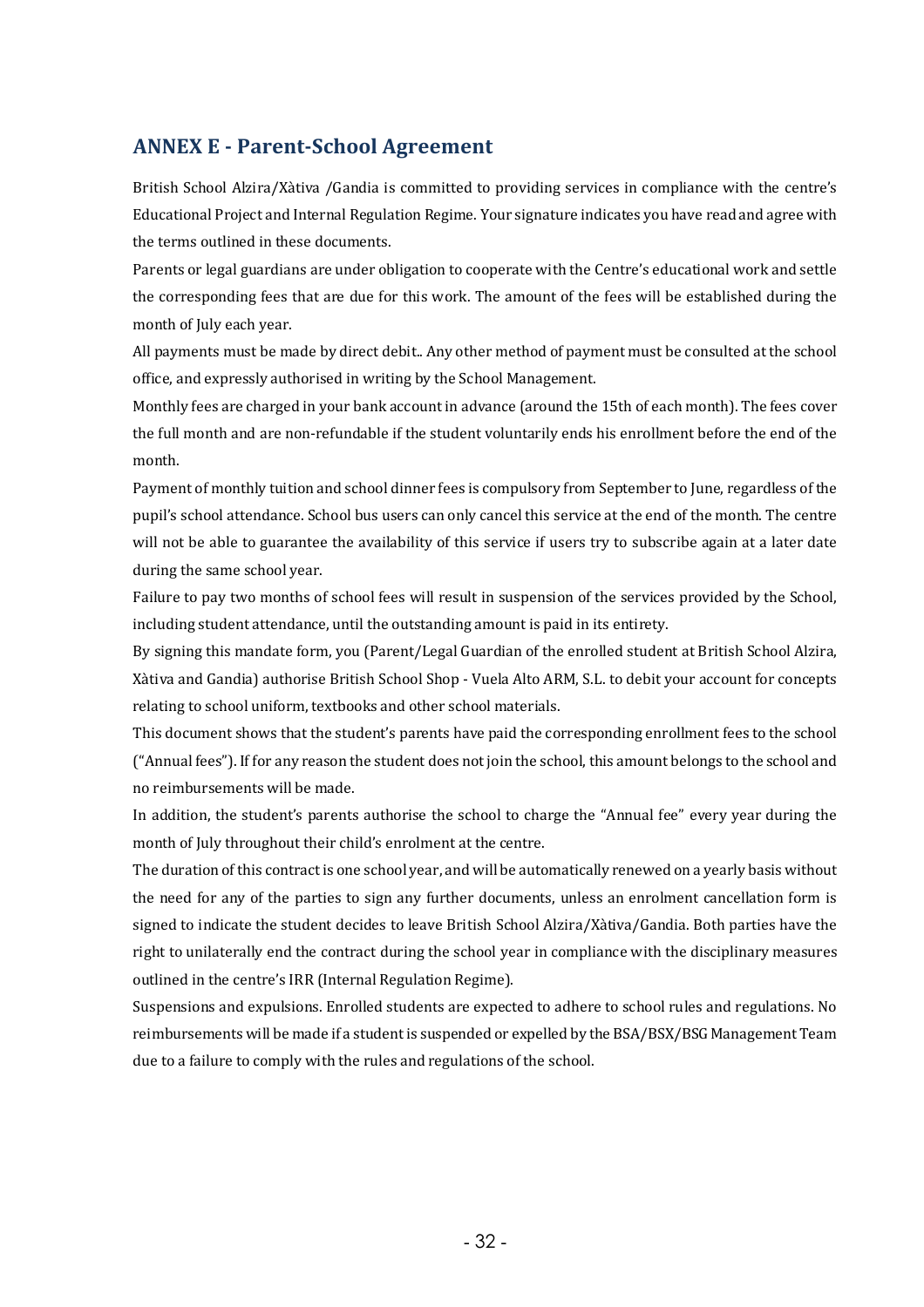## ANNEX E - Parent-School Agreement

British School Alzira/Xàtiva /Gandia is committed to providing services in compliance with the centre's Educational Project and Internal Regulation Regime. Your signature indicates you have read and agree with the terms outlined in these documents.

Parents or legal guardians are under obligation to cooperate with the Centre's educational work and settle the corresponding fees that are due for this work. The amount of the fees will be established during the month of July each year.

All payments must be made by direct debit.. Any other method of payment must be consulted at the school office, and expressly authorised in writing by the School Management.

Monthly fees are charged in your bank account in advance (around the 15th of each month). The fees cover the full month and are non-refundable if the student voluntarily ends his enrollment before the end of the month.

Payment of monthly tuition and school dinner fees is compulsory from September to June, regardless of the pupil's school attendance. School bus users can only cancel this service at the end of the month. The centre will not be able to guarantee the availability of this service if users try to subscribe again at a later date during the same school year.

Failure to pay two months of school fees will result in suspension of the services provided by the School, including student attendance, until the outstanding amount is paid in its entirety.

By signing this mandate form, you (Parent/Legal Guardian of the enrolled student at British School Alzira, Xàtiva and Gandia) authorise British School Shop - Vuela Alto ARM, S.L. to debit your account for concepts relating to school uniform, textbooks and other school materials.

This document shows that the student's parents have paid the corresponding enrollment fees to the school ("Annual fees"). If for any reason the student does not join the school, this amount belongs to the school and no reimbursements will be made.

In addition, the student's parents authorise the school to charge the "Annual fee" every year during the month of July throughout their child's enrolment at the centre.

The duration of this contract is one school year, and will be automatically renewed on a yearly basis without the need for any of the parties to sign any further documents, unless an enrolment cancellation form is signed to indicate the student decides to leave British School Alzira/Xàtiva/Gandia. Both parties have the right to unilaterally end the contract during the school year in compliance with the disciplinary measures outlined in the centre's IRR (Internal Regulation Regime).

Suspensions and expulsions. Enrolled students are expected to adhere to school rules and regulations. No reimbursements will be made if a student is suspended or expelled by the BSA/BSX/BSG Management Team due to a failure to comply with the rules and regulations of the school.